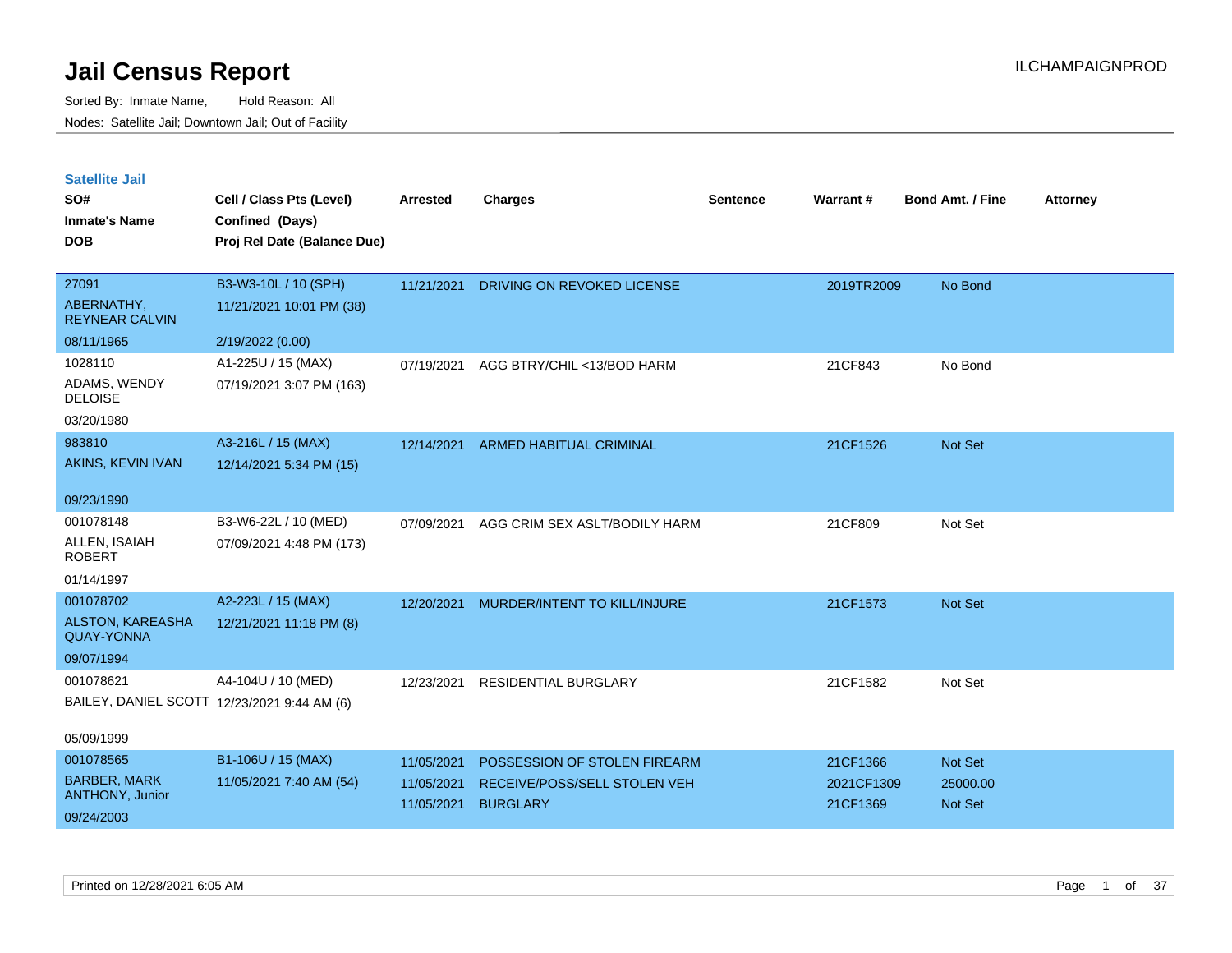# Jail Census Report

Sorted By: Inmate Name, Hold Reason: All

Nodes: Satellite Jail; Downtown Jail; Out of Facility

## Satellite Jail

| SO# / Inmate's Name / DOB | Cell / Class Pts (Level) / Confined (Days) / Proj Rel Date (Balance Due) | Arrested | Charges | Sentence | Warrant # | Bond Amt. / Fine | Attorney |
|---|---|---|---|---|---|---|---|
| 27091<br>ABERNATHY, REYNEAR CALVIN<br>08/11/1965 | B3-W3-10L / 10 (SPH)<br>11/21/2021 10:01 PM (38)<br>2/19/2022 (0.00) | 11/21/2021 | DRIVING ON REVOKED LICENSE | | 2019TR2009 | No Bond | |
| 1028110<br>ADAMS, WENDY DELOISE<br>03/20/1980 | A1-225U / 15 (MAX)<br>07/19/2021 3:07 PM (163) | 07/19/2021 | AGG BTRY/CHIL <13/BOD HARM | | 21CF843 | No Bond | |
| 983810<br>AKINS, KEVIN IVAN<br>09/23/1990 | A3-216L / 15 (MAX)<br>12/14/2021 5:34 PM (15) | 12/14/2021 | ARMED HABITUAL CRIMINAL | | 21CF1526 | Not Set | |
| 001078148<br>ALLEN, ISAIAH ROBERT<br>01/14/1997 | B3-W6-22L / 10 (MED)<br>07/09/2021 4:48 PM (173) | 07/09/2021 | AGG CRIM SEX ASLT/BODILY HARM | | 21CF809 | Not Set | |
| 001078702<br>ALSTON, KAREASHA QUAY-YONNA<br>09/07/1994 | A2-223L / 15 (MAX)<br>12/21/2021 11:18 PM (8) | 12/20/2021 | MURDER/INTENT TO KILL/INJURE | | 21CF1573 | Not Set | |
| 001078621<br>BAILEY, DANIEL SCOTT<br>05/09/1999 | A4-104U / 10 (MED)<br>12/23/2021 9:44 AM (6) | 12/23/2021 | RESIDENTIAL BURGLARY | | 21CF1582 | Not Set | |
| 001078565<br>BARBER, MARK ANTHONY, Junior<br>09/24/2003 | B1-106U / 15 (MAX)<br>11/05/2021 7:40 AM (54) | 11/05/2021 | POSSESSION OF STOLEN FIREARM | | 21CF1366 | Not Set | |
| | | 11/05/2021 | RECEIVE/POSS/SELL STOLEN VEH | | 2021CF1309 | 25000.00 | |
| | | 11/05/2021 | BURGLARY | | 21CF1369 | Not Set | |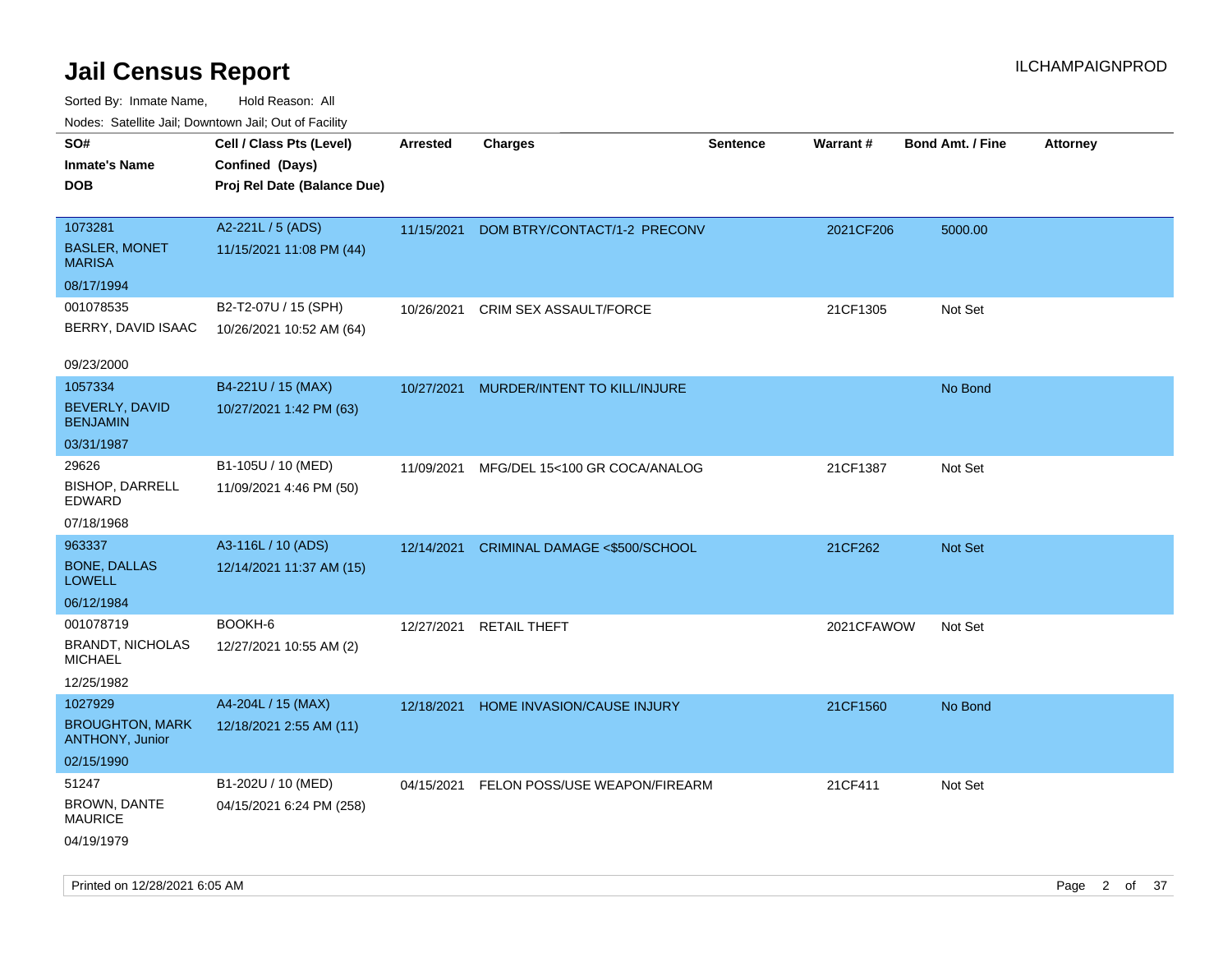# Jail Census Report

ILCHAMPAIGNPROD

Sorted By: Inmate Name, Hold Reason: All

Nodes: Satellite Jail; Downtown Jail; Out of Facility

| SO# / Inmate's Name / DOB | Cell / Class Pts (Level) / Confined (Days) / Proj Rel Date (Balance Due) | Arrested | Charges | Sentence | Warrant # | Bond Amt. / Fine | Attorney |
|---|---|---|---|---|---|---|---|
| 1073281 BASLER, MONET MARISA 08/17/1994 | A2-221L / 5 (ADS) 11/15/2021 11:08 PM (44) | 11/15/2021 | DOM BTRY/CONTACT/1-2 PRECONV | | 2021CF206 | 5000.00 | |
| 001078535 BERRY, DAVID ISAAC 09/23/2000 | B2-T2-07U / 15 (SPH) 10/26/2021 10:52 AM (64) | 10/26/2021 | CRIM SEX ASSAULT/FORCE | | 21CF1305 | Not Set | |
| 1057334 BEVERLY, DAVID BENJAMIN 03/31/1987 | B4-221U / 15 (MAX) 10/27/2021 1:42 PM (63) | 10/27/2021 | MURDER/INTENT TO KILL/INJURE | | | No Bond | |
| 29626 BISHOP, DARRELL EDWARD 07/18/1968 | B1-105U / 10 (MED) 11/09/2021 4:46 PM (50) | 11/09/2021 | MFG/DEL 15<100 GR COCA/ANALOG | | 21CF1387 | Not Set | |
| 963337 BONE, DALLAS LOWELL 06/12/1984 | A3-116L / 10 (ADS) 12/14/2021 11:37 AM (15) | 12/14/2021 | CRIMINAL DAMAGE <$500/SCHOOL | | 21CF262 | Not Set | |
| 001078719 BRANDT, NICHOLAS MICHAEL 12/25/1982 | BOOKH-6 12/27/2021 10:55 AM (2) | 12/27/2021 | RETAIL THEFT | | 2021CFAWOW | Not Set | |
| 1027929 BROUGHTON, MARK ANTHONY, Junior 02/15/1990 | A4-204L / 15 (MAX) 12/18/2021 2:55 AM (11) | 12/18/2021 | HOME INVASION/CAUSE INJURY | | 21CF1560 | No Bond | |
| 51247 BROWN, DANTE MAURICE 04/19/1979 | B1-202U / 10 (MED) 04/15/2021 6:24 PM (258) | 04/15/2021 | FELON POSS/USE WEAPON/FIREARM | | 21CF411 | Not Set | |

Printed on 12/28/2021 6:05 AM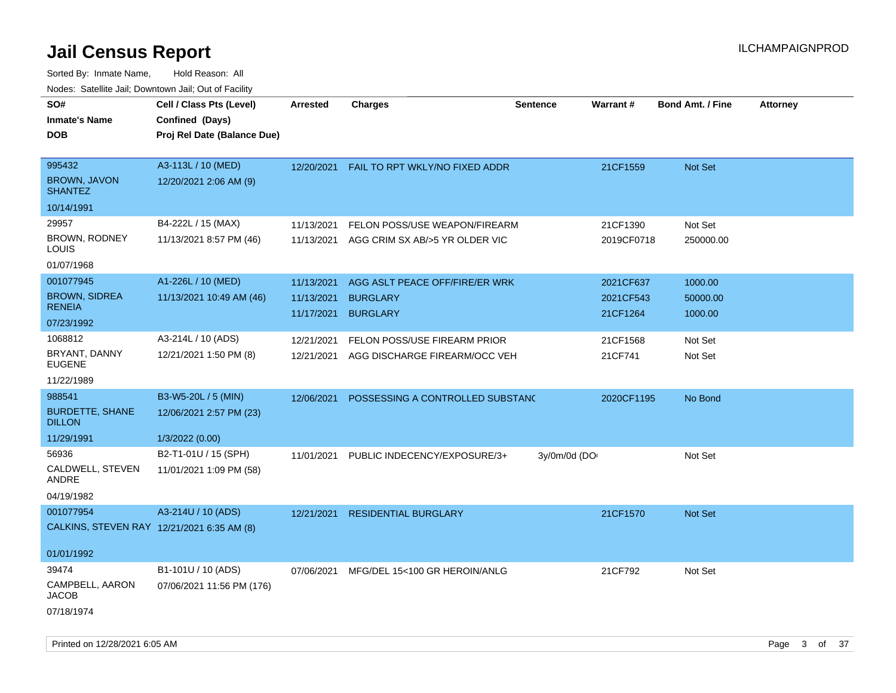# Jail Census Report

ILCHAMPAIGNPROD

Sorted By: Inmate Name, Hold Reason: All

Nodes: Satellite Jail; Downtown Jail; Out of Facility

| SO# / Inmate's Name / DOB | Cell / Class Pts (Level) / Confined (Days) / Proj Rel Date (Balance Due) | Arrested | Charges | Sentence | Warrant # | Bond Amt. / Fine | Attorney |
|---|---|---|---|---|---|---|---|
| 995432<br>BROWN, JAVON SHANTEZ<br>10/14/1991 | A3-113L / 10 (MED)<br>12/20/2021 2:06 AM (9) | 12/20/2021 | FAIL TO RPT WKLY/NO FIXED ADDR | | 21CF1559 | Not Set | |
| 29957<br>BROWN, RODNEY LOUIS<br>01/07/1968 | B4-222L / 15 (MAX)<br>11/13/2021 8:57 PM (46) | 11/13/2021<br>11/13/2021 | FELON POSS/USE WEAPON/FIREARM<br>AGG CRIM SX AB/>5 YR OLDER VIC | | 21CF1390<br>2019CF0718 | Not Set<br>250000.00 | |
| 001077945<br>BROWN, SIDREA RENEIA<br>07/23/1992 | A1-226L / 10 (MED)<br>11/13/2021 10:49 AM (46) | 11/13/2021<br>11/13/2021<br>11/17/2021 | AGG ASLT PEACE OFF/FIRE/ER WRK<br>BURGLARY<br>BURGLARY | | 2021CF637<br>2021CF543<br>21CF1264 | 1000.00<br>50000.00<br>1000.00 | |
| 1068812<br>BRYANT, DANNY EUGENE<br>11/22/1989 | A3-214L / 10 (ADS)<br>12/21/2021 1:50 PM (8) | 12/21/2021<br>12/21/2021 | FELON POSS/USE FIREARM PRIOR<br>AGG DISCHARGE FIREARM/OCC VEH | | 21CF1568<br>21CF741 | Not Set<br>Not Set | |
| 988541<br>BURDETTE, SHANE DILLON<br>11/29/1991 | B3-W5-20L / 5 (MIN)<br>12/06/2021 2:57 PM (23)<br>1/3/2022 (0.00) | 12/06/2021 | POSSESSING A CONTROLLED SUBSTANC | | 2020CF1195 | No Bond | |
| 56936<br>CALDWELL, STEVEN ANDRE<br>04/19/1982 | B2-T1-01U / 15 (SPH)<br>11/01/2021 1:09 PM (58) | 11/01/2021 | PUBLIC INDECENCY/EXPOSURE/3+ | 3y/0m/0d (DO | | Not Set | |
| 001077954<br>CALKINS, STEVEN RAY<br>01/01/1992 | A3-214U / 10 (ADS)<br>12/21/2021 6:35 AM (8) | 12/21/2021 | RESIDENTIAL BURGLARY | | 21CF1570 | Not Set | |
| 39474<br>CAMPBELL, AARON JACOB<br>07/18/1974 | B1-101U / 10 (ADS)<br>07/06/2021 11:56 PM (176) | 07/06/2021 | MFG/DEL 15<100 GR HEROIN/ANLG | | 21CF792 | Not Set | |

Printed on 12/28/2021 6:05 AM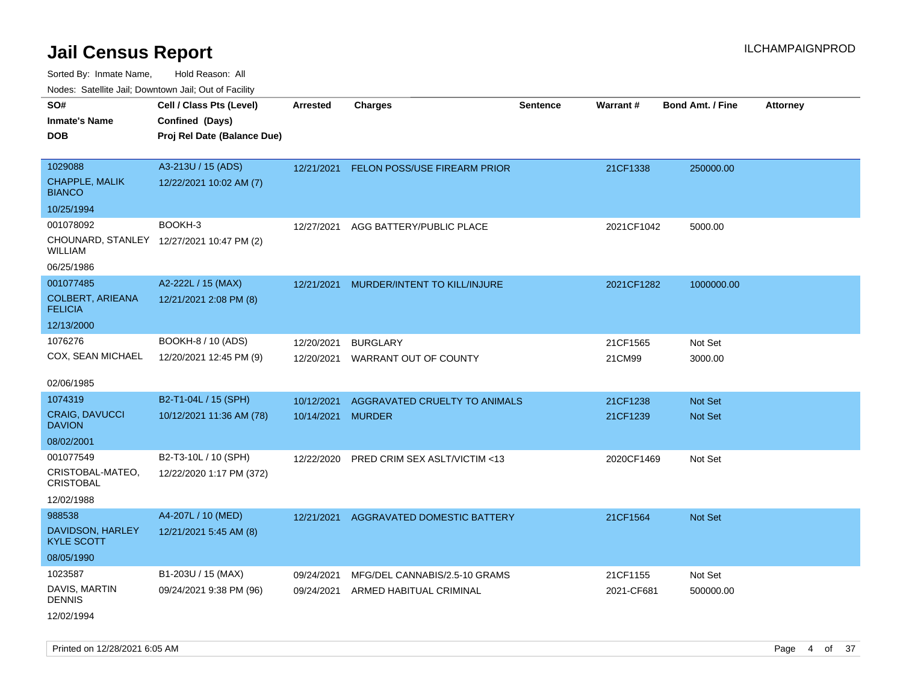# Jail Census Report

ILCHAMPAIGNPROD

Sorted By: Inmate Name, Hold Reason: All

Nodes: Satellite Jail; Downtown Jail; Out of Facility

| SO# / Inmate's Name / DOB | Cell / Class Pts (Level) / Confined (Days) / Proj Rel Date (Balance Due) | Arrested | Charges | Sentence | Warrant # | Bond Amt. / Fine | Attorney |
|---|---|---|---|---|---|---|---|
| 1029088<br>CHAPPLE, MALIK BIANCO<br>10/25/1994 | A3-213U / 15 (ADS)<br>12/22/2021 10:02 AM (7) | 12/21/2021 | FELON POSS/USE FIREARM PRIOR | | 21CF1338 | 250000.00 | |
| 001078092<br>CHOUNARD, STANLEY WILLIAM<br>06/25/1986 | BOOKH-3<br>12/27/2021 10:47 PM (2) | 12/27/2021 | AGG BATTERY/PUBLIC PLACE | | 2021CF1042 | 5000.00 | |
| 001077485<br>COLBERT, ARIEANA FELICIA<br>12/13/2000 | A2-222L / 15 (MAX)<br>12/21/2021 2:08 PM (8) | 12/21/2021 | MURDER/INTENT TO KILL/INJURE | | 2021CF1282 | 1000000.00 | |
| 1076276<br>COX, SEAN MICHAEL<br>02/06/1985 | BOOKH-8 / 10 (ADS)<br>12/20/2021 12:45 PM (9) | 12/20/2021<br>12/20/2021 | BURGLARY<br>WARRANT OUT OF COUNTY | | 21CF1565<br>21CM99 | Not Set<br>3000.00 | |
| 1074319<br>CRAIG, DAVUCCI DAVION<br>08/02/2001 | B2-T1-04L / 15 (SPH)<br>10/12/2021 11:36 AM (78) | 10/12/2021<br>10/14/2021 | AGGRAVATED CRUELTY TO ANIMALS<br>MURDER | | 21CF1238<br>21CF1239 | Not Set<br>Not Set | |
| 001077549<br>CRISTOBAL-MATEO, CRISTOBAL<br>12/02/1988 | B2-T3-10L / 10 (SPH)<br>12/22/2020 1:17 PM (372) | 12/22/2020 | PRED CRIM SEX ASLT/VICTIM <13 | | 2020CF1469 | Not Set | |
| 988538<br>DAVIDSON, HARLEY KYLE SCOTT<br>08/05/1990 | A4-207L / 10 (MED)<br>12/21/2021 5:45 AM (8) | 12/21/2021 | AGGRAVATED DOMESTIC BATTERY | | 21CF1564 | Not Set | |
| 1023587<br>DAVIS, MARTIN DENNIS<br>12/02/1994 | B1-203U / 15 (MAX)<br>09/24/2021 9:38 PM (96) | 09/24/2021<br>09/24/2021 | MFG/DEL CANNABIS/2.5-10 GRAMS<br>ARMED HABITUAL CRIMINAL | | 21CF1155<br>2021-CF681 | Not Set<br>500000.00 | |

Printed on 12/28/2021 6:05 AM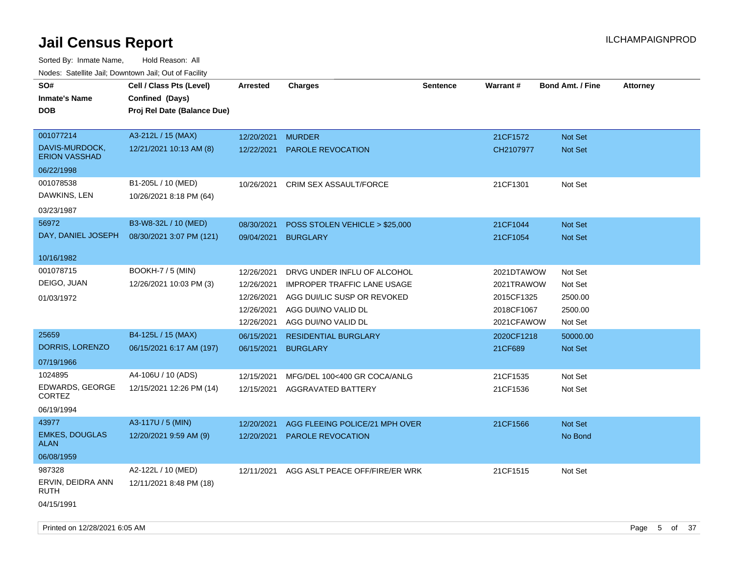# Jail Census Report

ILCHAMPAIGNPROD

Sorted By: Inmate Name, Hold Reason: All

Nodes: Satellite Jail; Downtown Jail; Out of Facility

| SO# / Inmate's Name / DOB | Cell / Class Pts (Level) / Confined (Days) / Proj Rel Date (Balance Due) | Arrested | Charges | Sentence | Warrant # | Bond Amt. / Fine | Attorney |
|---|---|---|---|---|---|---|---|
| 001077214 DAVIS-MURDOCK, ERION VASSHAD 06/22/1998 | A3-212L / 15 (MAX) 12/21/2021 10:13 AM (8) | 12/20/2021 | MURDER | | 21CF1572 | Not Set | |
| | | 12/22/2021 | PAROLE REVOCATION | | CH2107977 | Not Set | |
| 001078538 DAWKINS, LEN 03/23/1987 | B1-205L / 10 (MED) 10/26/2021 8:18 PM (64) | 10/26/2021 | CRIM SEX ASSAULT/FORCE | | 21CF1301 | Not Set | |
| 56972 DAY, DANIEL JOSEPH 10/16/1982 | B3-W8-32L / 10 (MED) 08/30/2021 3:07 PM (121) | 08/30/2021 | POSS STOLEN VEHICLE > $25,000 | | 21CF1044 | Not Set | |
| | | 09/04/2021 | BURGLARY | | 21CF1054 | Not Set | |
| 001078715 DEIGO, JUAN 01/03/1972 | BOOKH-7 / 5 (MIN) 12/26/2021 10:03 PM (3) | 12/26/2021 | DRVG UNDER INFLU OF ALCOHOL | | 2021DTAWOW | Not Set | |
| | | 12/26/2021 | IMPROPER TRAFFIC LANE USAGE | | 2021TRAWOW | Not Set | |
| | | 12/26/2021 | AGG DUI/LIC SUSP OR REVOKED | | 2015CF1325 | 2500.00 | |
| | | 12/26/2021 | AGG DUI/NO VALID DL | | 2018CF1067 | 2500.00 | |
| | | 12/26/2021 | AGG DUI/NO VALID DL | | 2021CFAWOW | Not Set | |
| 25659 DORRIS, LORENZO 07/19/1966 | B4-125L / 15 (MAX) 06/15/2021 6:17 AM (197) | 06/15/2021 | RESIDENTIAL BURGLARY | | 2020CF1218 | 50000.00 | |
| | | 06/15/2021 | BURGLARY | | 21CF689 | Not Set | |
| 1024895 EDWARDS, GEORGE CORTEZ 06/19/1994 | A4-106U / 10 (ADS) 12/15/2021 12:26 PM (14) | 12/15/2021 | MFG/DEL 100<400 GR COCA/ANLG | | 21CF1535 | Not Set | |
| | | 12/15/2021 | AGGRAVATED BATTERY | | 21CF1536 | Not Set | |
| 43977 EMKES, DOUGLAS ALAN 06/08/1959 | A3-117U / 5 (MIN) 12/20/2021 9:59 AM (9) | 12/20/2021 | AGG FLEEING POLICE/21 MPH OVER | | 21CF1566 | Not Set | |
| | | 12/20/2021 | PAROLE REVOCATION | | | No Bond | |
| 987328 ERVIN, DEIDRA ANN RUTH 04/15/1991 | A2-122L / 10 (MED) 12/11/2021 8:48 PM (18) | 12/11/2021 | AGG ASLT PEACE OFF/FIRE/ER WRK | | 21CF1515 | Not Set | |

Printed on 12/28/2021 6:05 AM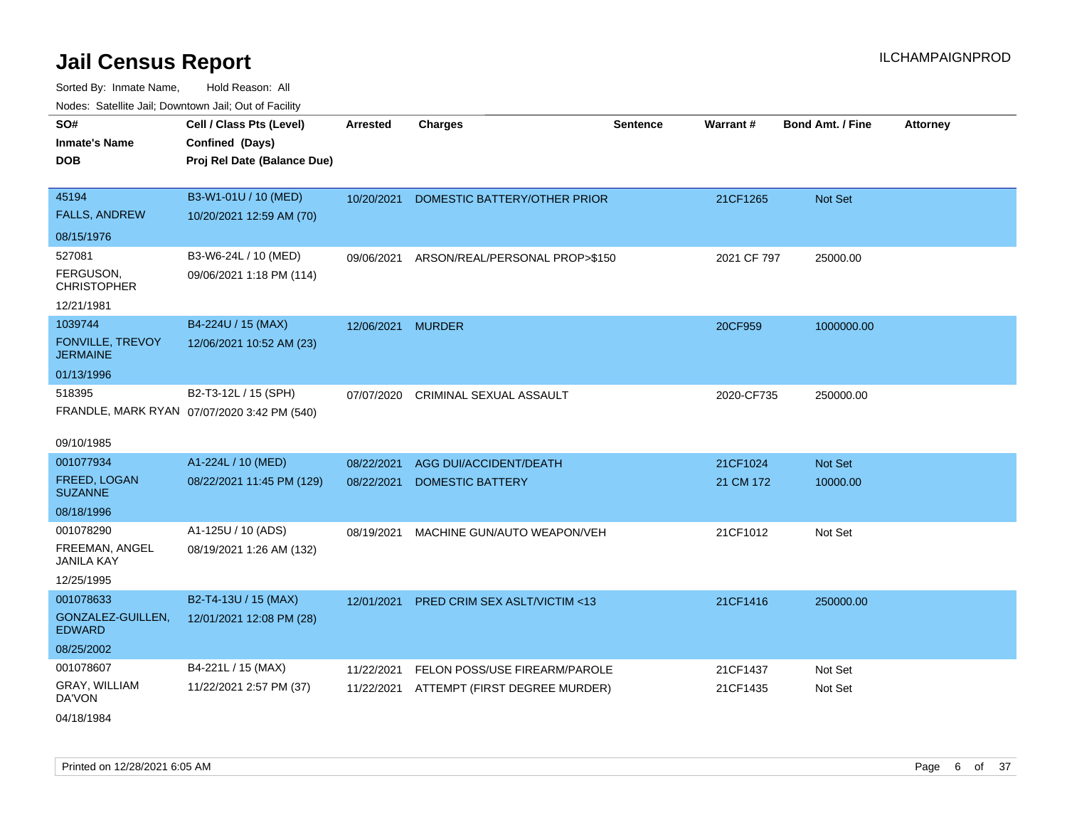# Jail Census Report

ILCHAMPAIGNPROD

Sorted By: Inmate Name, Hold Reason: All

Nodes: Satellite Jail; Downtown Jail; Out of Facility

| SO# / Inmate's Name / DOB | Cell / Class Pts (Level) / Confined (Days) / Proj Rel Date (Balance Due) | Arrested | Charges | Sentence | Warrant # | Bond Amt. / Fine | Attorney |
|---|---|---|---|---|---|---|---|
| 45194 FALLS, ANDREW 08/15/1976 | B3-W1-01U / 10 (MED) 10/20/2021 12:59 AM (70) | 10/20/2021 | DOMESTIC BATTERY/OTHER PRIOR | | 21CF1265 | Not Set | |
| 527081 FERGUSON, CHRISTOPHER 12/21/1981 | B3-W6-24L / 10 (MED) 09/06/2021 1:18 PM (114) | 09/06/2021 | ARSON/REAL/PERSONAL PROP>$150 | | 2021 CF 797 | 25000.00 | |
| 1039744 FONVILLE, TREVOY JERMAINE 01/13/1996 | B4-224U / 15 (MAX) 12/06/2021 10:52 AM (23) | 12/06/2021 | MURDER | | 20CF959 | 1000000.00 | |
| 518395 FRANDLE, MARK RYAN 09/10/1985 | B2-T3-12L / 15 (SPH) 07/07/2020 3:42 PM (540) | 07/07/2020 | CRIMINAL SEXUAL ASSAULT | | 2020-CF735 | 250000.00 | |
| 001077934 FREED, LOGAN SUZANNE 08/18/1996 | A1-224L / 10 (MED) 08/22/2021 11:45 PM (129) | 08/22/2021 | AGG DUI/ACCIDENT/DEATH | | 21CF1024 | Not Set | |
| | | 08/22/2021 | DOMESTIC BATTERY | | 21 CM 172 | 10000.00 | |
| 001078290 FREEMAN, ANGEL JANILA KAY 12/25/1995 | A1-125U / 10 (ADS) 08/19/2021 1:26 AM (132) | 08/19/2021 | MACHINE GUN/AUTO WEAPON/VEH | | 21CF1012 | Not Set | |
| 001078633 GONZALEZ-GUILLEN, EDWARD 08/25/2002 | B2-T4-13U / 15 (MAX) 12/01/2021 12:08 PM (28) | 12/01/2021 | PRED CRIM SEX ASLT/VICTIM <13 | | 21CF1416 | 250000.00 | |
| 001078607 GRAY, WILLIAM DA'VON 04/18/1984 | B4-221L / 15 (MAX) 11/22/2021 2:57 PM (37) | 11/22/2021 | FELON POSS/USE FIREARM/PAROLE | | 21CF1437 | Not Set | |
| | | 11/22/2021 | ATTEMPT (FIRST DEGREE MURDER) | | 21CF1435 | Not Set | |

Printed on 12/28/2021 6:05 AM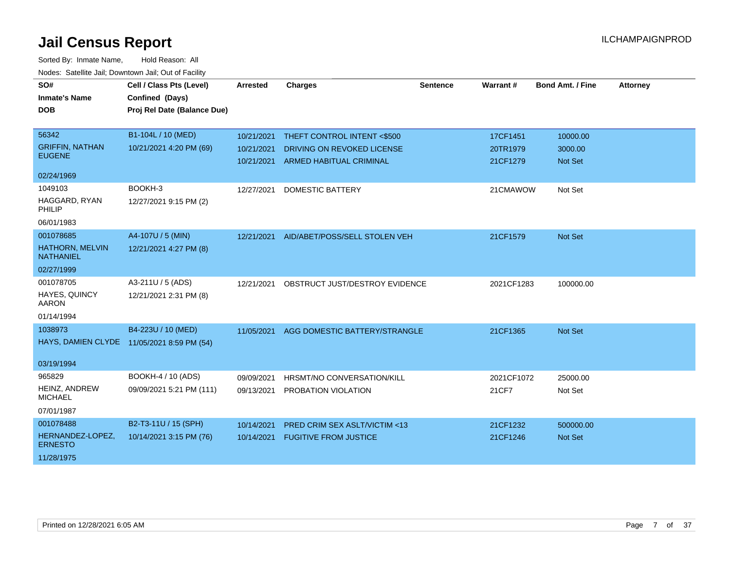# Jail Census Report

ILCHAMPAIGNPROD

Sorted By: Inmate Name, Hold Reason: All

Nodes: Satellite Jail; Downtown Jail; Out of Facility

| SO# / Inmate's Name / DOB | Cell / Class Pts (Level) / Confined (Days) / Proj Rel Date (Balance Due) | Arrested | Charges | Sentence | Warrant # | Bond Amt. / Fine | Attorney |
|---|---|---|---|---|---|---|---|
| 56342<br>GRIFFIN, NATHAN EUGENE<br>02/24/1969 | B1-104L / 10 (MED)<br>10/21/2021 4:20 PM (69) | 10/21/2021<br>10/21/2021<br>10/21/2021 | THEFT CONTROL INTENT <$500<br>DRIVING ON REVOKED LICENSE<br>ARMED HABITUAL CRIMINAL | | 17CF1451<br>20TR1979<br>21CF1279 | 10000.00<br>3000.00<br>Not Set | |
| 1049103<br>HAGGARD, RYAN PHILIP<br>06/01/1983 | BOOKH-3<br>12/27/2021 9:15 PM (2) | 12/27/2021 | DOMESTIC BATTERY | | 21CMAWOW | Not Set | |
| 001078685<br>HATHORN, MELVIN NATHANIEL<br>02/27/1999 | A4-107U / 5 (MIN)<br>12/21/2021 4:27 PM (8) | 12/21/2021 | AID/ABET/POSS/SELL STOLEN VEH | | 21CF1579 | Not Set | |
| 001078705<br>HAYES, QUINCY AARON<br>01/14/1994 | A3-211U / 5 (ADS)<br>12/21/2021 2:31 PM (8) | 12/21/2021 | OBSTRUCT JUST/DESTROY EVIDENCE | | 2021CF1283 | 100000.00 | |
| 1038973<br>HAYS, DAMIEN CLYDE<br>03/19/1994 | B4-223U / 10 (MED)<br>11/05/2021 8:59 PM (54) | 11/05/2021 | AGG DOMESTIC BATTERY/STRANGLE | | 21CF1365 | Not Set | |
| 965829<br>HEINZ, ANDREW MICHAEL<br>07/01/1987 | BOOKH-4 / 10 (ADS)<br>09/09/2021 5:21 PM (111) | 09/09/2021<br>09/13/2021 | HRSMT/NO CONVERSATION/KILL<br>PROBATION VIOLATION | | 2021CF1072<br>21CF7 | 25000.00<br>Not Set | |
| 001078488<br>HERNANDEZ-LOPEZ, ERNESTO<br>11/28/1975 | B2-T3-11U / 15 (SPH)<br>10/14/2021 3:15 PM (76) | 10/14/2021<br>10/14/2021 | PRED CRIM SEX ASLT/VICTIM <13<br>FUGITIVE FROM JUSTICE | | 21CF1232<br>21CF1246 | 500000.00<br>Not Set | |

Printed on 12/28/2021 6:05 AM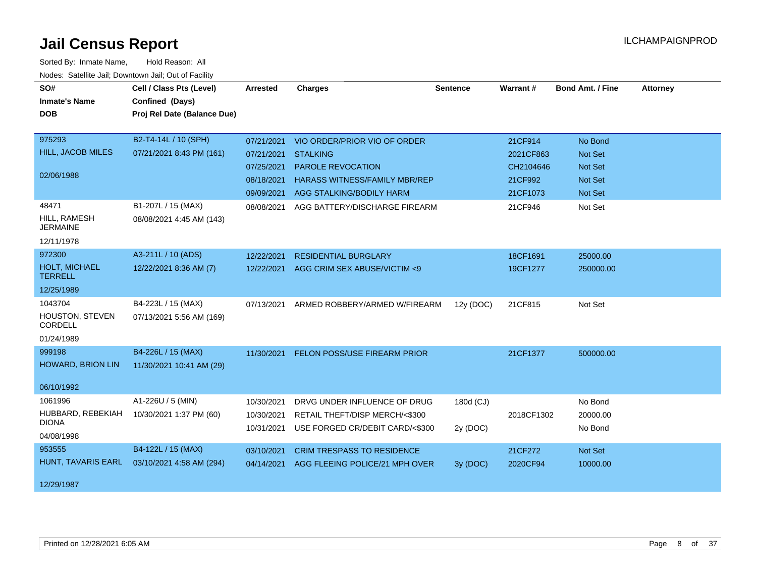# Jail Census Report

ILCHAMPAIGNPROD

Sorted By: Inmate Name, Hold Reason: All

Nodes: Satellite Jail; Downtown Jail; Out of Facility

| SO# / Inmate's Name / DOB | Cell / Class Pts (Level) / Confined (Days) / Proj Rel Date (Balance Due) | Arrested | Charges | Sentence | Warrant # | Bond Amt. / Fine | Attorney |
|---|---|---|---|---|---|---|---|
| 975293<br>HILL, JACOB MILES<br>02/06/1988 | B2-T4-14L / 10 (SPH)<br>07/21/2021 8:43 PM (161) | 07/21/2021 | VIO ORDER/PRIOR VIO OF ORDER | | 21CF914 | No Bond | |
| | | 07/21/2021 | STALKING | | 2021CF863 | Not Set | |
| | | 07/25/2021 | PAROLE REVOCATION | | CH2104646 | Not Set | |
| | | 08/18/2021 | HARASS WITNESS/FAMILY MBR/REP | | 21CF992 | Not Set | |
| | | 09/09/2021 | AGG STALKING/BODILY HARM | | 21CF1073 | Not Set | |
| 48471<br>HILL, RAMESH JERMAINE<br>12/11/1978 | B1-207L / 15 (MAX)<br>08/08/2021 4:45 AM (143) | 08/08/2021 | AGG BATTERY/DISCHARGE FIREARM | | 21CF946 | Not Set | |
| 972300<br>HOLT, MICHAEL TERRELL<br>12/25/1989 | A3-211L / 10 (ADS)<br>12/22/2021 8:36 AM (7) | 12/22/2021 | RESIDENTIAL BURGLARY | | 18CF1691 | 25000.00 | |
| | | 12/22/2021 | AGG CRIM SEX ABUSE/VICTIM <9 | | 19CF1277 | 250000.00 | |
| 1043704<br>HOUSTON, STEVEN CORDELL<br>01/24/1989 | B4-223L / 15 (MAX)<br>07/13/2021 5:56 AM (169) | 07/13/2021 | ARMED ROBBERY/ARMED W/FIREARM | 12y (DOC) | 21CF815 | Not Set | |
| 999198<br>HOWARD, BRION LIN<br>06/10/1992 | B4-226L / 15 (MAX)<br>11/30/2021 10:41 AM (29) | 11/30/2021 | FELON POSS/USE FIREARM PRIOR | | 21CF1377 | 500000.00 | |
| 1061996<br>HUBBARD, REBEKIAH DIONA<br>04/08/1998 | A1-226U / 5 (MIN)<br>10/30/2021 1:37 PM (60) | 10/30/2021 | DRVG UNDER INFLUENCE OF DRUG | 180d (CJ) | | No Bond | |
| | | 10/30/2021 | RETAIL THEFT/DISP MERCH/<$300 | | 2018CF1302 | 20000.00 | |
| | | 10/31/2021 | USE FORGED CR/DEBIT CARD/<$300 | 2y (DOC) | | No Bond | |
| 953555<br>HUNT, TAVARIS EARL<br>12/29/1987 | B4-122L / 15 (MAX)<br>03/10/2021 4:58 AM (294) | 03/10/2021 | CRIM TRESPASS TO RESIDENCE | | 21CF272 | Not Set | |
| | | 04/14/2021 | AGG FLEEING POLICE/21 MPH OVER | 3y (DOC) | 2020CF94 | 10000.00 | |

Printed on 12/28/2021 6:05 AM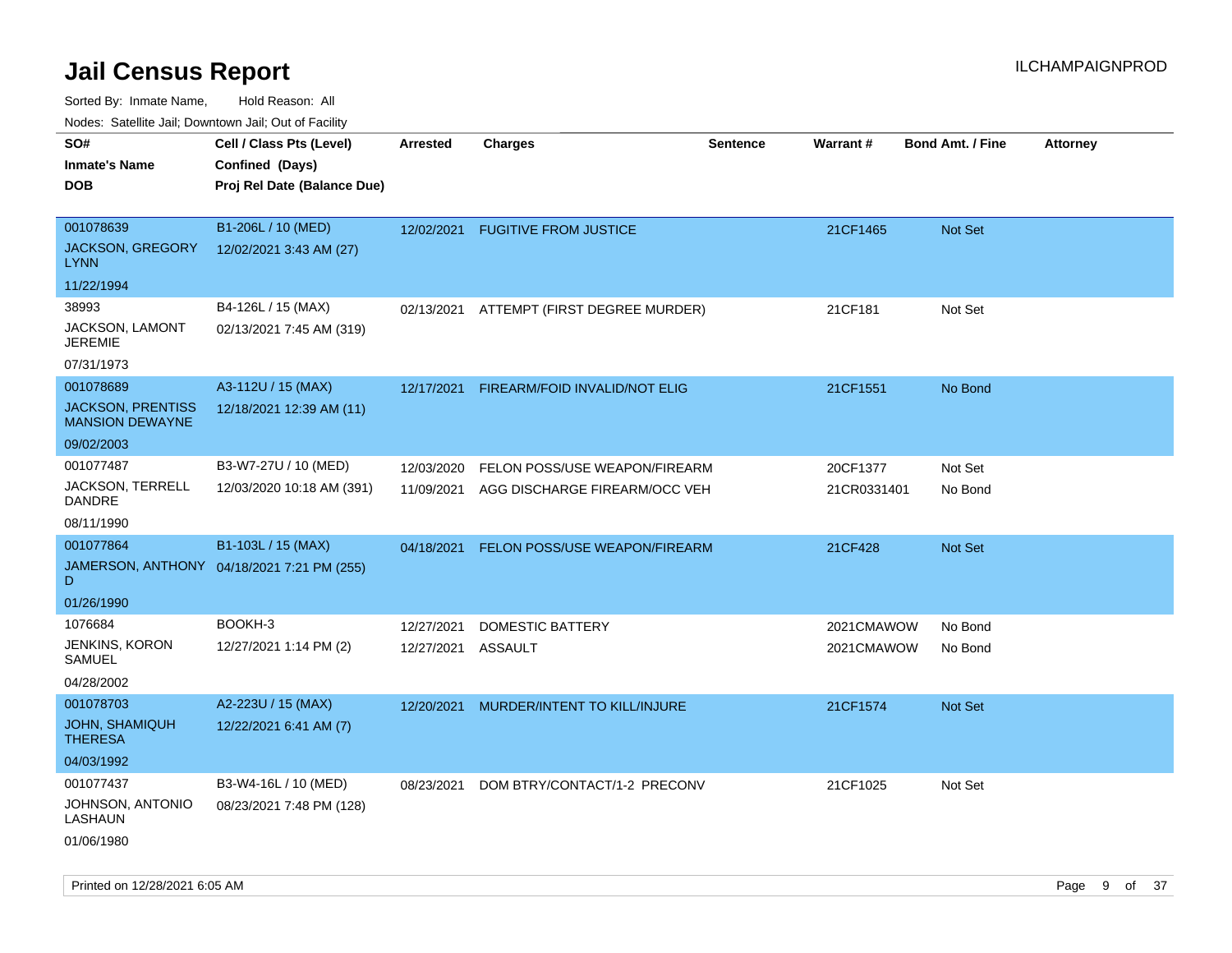# Jail Census Report

ILCHAMPAIGNPROD

Sorted By: Inmate Name, Hold Reason: All

Nodes: Satellite Jail; Downtown Jail; Out of Facility

| SO# / Inmate's Name / DOB | Cell / Class Pts (Level) / Confined (Days) / Proj Rel Date (Balance Due) | Arrested | Charges | Sentence | Warrant # | Bond Amt. / Fine | Attorney |
|---|---|---|---|---|---|---|---|
| 001078639<br>JACKSON, GREGORY LYNN<br>11/22/1994 | B1-206L / 10 (MED)<br>12/02/2021 3:43 AM (27) | 12/02/2021 | FUGITIVE FROM JUSTICE | | 21CF1465 | Not Set | |
| 38993<br>JACKSON, LAMONT JEREMIE<br>07/31/1973 | B4-126L / 15 (MAX)<br>02/13/2021 7:45 AM (319) | 02/13/2021 | ATTEMPT (FIRST DEGREE MURDER) | | 21CF181 | Not Set | |
| 001078689<br>JACKSON, PRENTISS MANSION DEWAYNE<br>09/02/2003 | A3-112U / 15 (MAX)<br>12/18/2021 12:39 AM (11) | 12/17/2021 | FIREARM/FOID INVALID/NOT ELIG | | 21CF1551 | No Bond | |
| 001077487<br>JACKSON, TERRELL DANDRE<br>08/11/1990 | B3-W7-27U / 10 (MED)<br>12/03/2020 10:18 AM (391) | 12/03/2020<br>11/09/2021 | FELON POSS/USE WEAPON/FIREARM<br>AGG DISCHARGE FIREARM/OCC VEH | | 20CF1377<br>21CR0331401 | Not Set<br>No Bond | |
| 001077864<br>JAMERSON, ANTHONY D<br>01/26/1990 | B1-103L / 15 (MAX)<br>04/18/2021 7:21 PM (255) | 04/18/2021 | FELON POSS/USE WEAPON/FIREARM | | 21CF428 | Not Set | |
| 1076684<br>JENKINS, KORON SAMUEL<br>04/28/2002 | BOOKH-3<br>12/27/2021 1:14 PM (2) | 12/27/2021<br>12/27/2021 | DOMESTIC BATTERY<br>ASSAULT | | 2021CMAWOW<br>2021CMAWOW | No Bond<br>No Bond | |
| 001078703<br>JOHN, SHAMIQUH THERESA<br>04/03/1992 | A2-223U / 15 (MAX)<br>12/22/2021 6:41 AM (7) | 12/20/2021 | MURDER/INTENT TO KILL/INJURE | | 21CF1574 | Not Set | |
| 001077437<br>JOHNSON, ANTONIO LASHAUN<br>01/06/1980 | B3-W4-16L / 10 (MED)<br>08/23/2021 7:48 PM (128) | 08/23/2021 | DOM BTRY/CONTACT/1-2 PRECONV | | 21CF1025 | Not Set | |

Printed on 12/28/2021 6:05 AM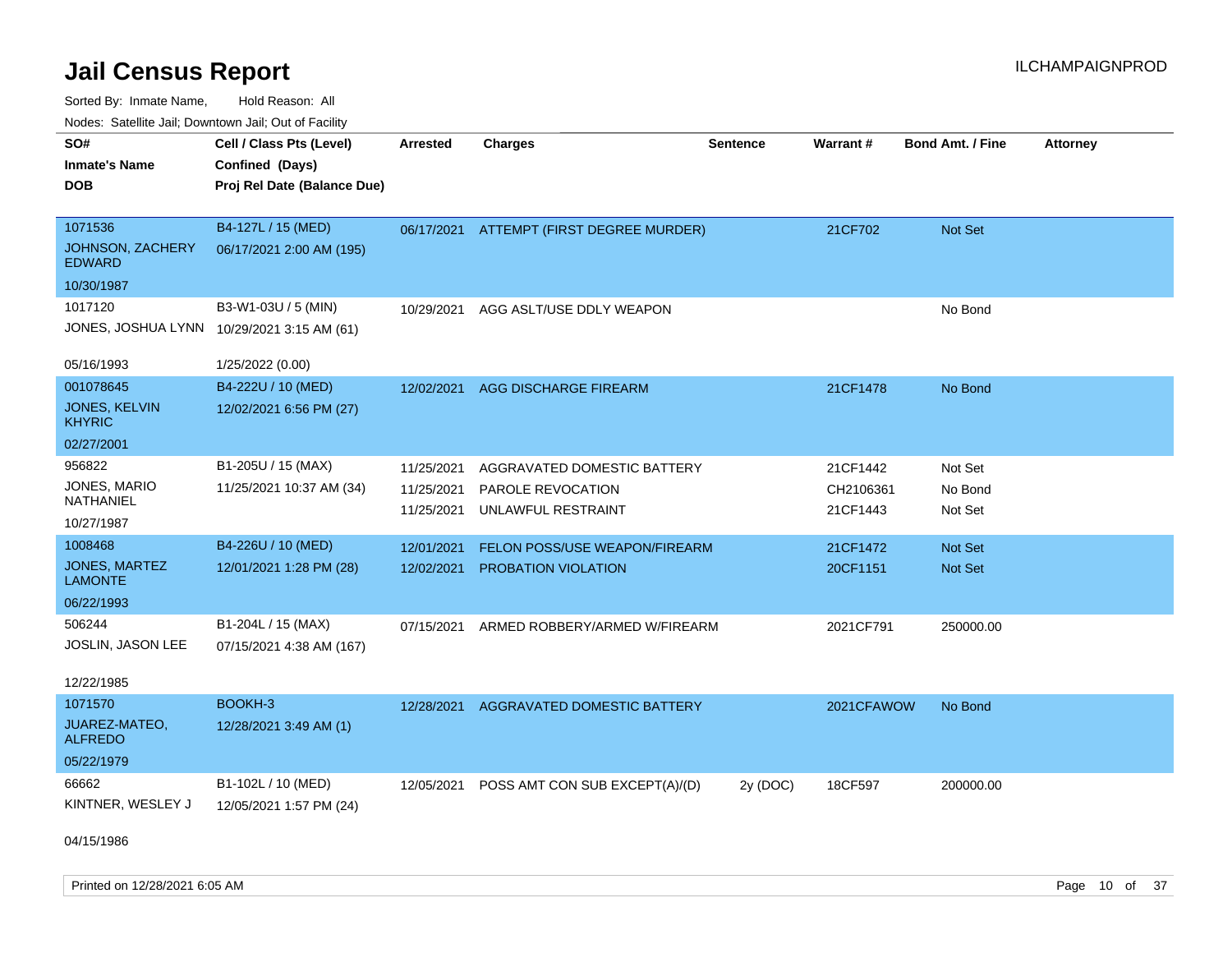# Jail Census Report

ILCHAMPAIGNPROD

Sorted By: Inmate Name, Hold Reason: All

Nodes: Satellite Jail; Downtown Jail; Out of Facility

| SO# / Inmate's Name / DOB | Cell / Class Pts (Level) / Confined (Days) / Proj Rel Date (Balance Due) | Arrested | Charges | Sentence | Warrant # | Bond Amt. / Fine | Attorney |
|---|---|---|---|---|---|---|---|
| 1071536<br>JOHNSON, ZACHERY EDWARD<br>10/30/1987 | B4-127L / 15 (MED)<br>06/17/2021 2:00 AM (195) | 06/17/2021 | ATTEMPT (FIRST DEGREE MURDER) | | 21CF702 | Not Set | |
| 1017120<br>JONES, JOSHUA LYNN<br>05/16/1993 | B3-W1-03U / 5 (MIN)<br>10/29/2021 3:15 AM (61)<br>1/25/2022 (0.00) | 10/29/2021 | AGG ASLT/USE DDLY WEAPON | | | No Bond | |
| 001078645<br>JONES, KELVIN KHYRIC<br>02/27/2001 | B4-222U / 10 (MED)<br>12/02/2021 6:56 PM (27) | 12/02/2021 | AGG DISCHARGE FIREARM | | 21CF1478 | No Bond | |
| 956822<br>JONES, MARIO NATHANIEL<br>10/27/1987 | B1-205U / 15 (MAX)<br>11/25/2021 10:37 AM (34) | 11/25/2021<br>11/25/2021<br>11/25/2021 | AGGRAVATED DOMESTIC BATTERY<br>PAROLE REVOCATION<br>UNLAWFUL RESTRAINT | | 21CF1442<br>CH2106361<br>21CF1443 | Not Set<br>No Bond<br>Not Set | |
| 1008468<br>JONES, MARTEZ LAMONTE<br>06/22/1993 | B4-226U / 10 (MED)<br>12/01/2021 1:28 PM (28) | 12/01/2021<br>12/02/2021 | FELON POSS/USE WEAPON/FIREARM<br>PROBATION VIOLATION | | 21CF1472<br>20CF1151 | Not Set<br>Not Set | |
| 506244<br>JOSLIN, JASON LEE<br>12/22/1985 | B1-204L / 15 (MAX)<br>07/15/2021 4:38 AM (167) | 07/15/2021 | ARMED ROBBERY/ARMED W/FIREARM | | 2021CF791 | 250000.00 | |
| 1071570<br>JUAREZ-MATEO, ALFREDO<br>05/22/1979 | BOOKH-3<br>12/28/2021 3:49 AM (1) | 12/28/2021 | AGGRAVATED DOMESTIC BATTERY | | 2021CFAWOW | No Bond | |
| 66662<br>KINTNER, WESLEY J<br>04/15/1986 | B1-102L / 10 (MED)<br>12/05/2021 1:57 PM (24) | 12/05/2021 | POSS AMT CON SUB EXCEPT(A)/(D) | 2y (DOC) | 18CF597 | 200000.00 | |

Printed on 12/28/2021 6:05 AM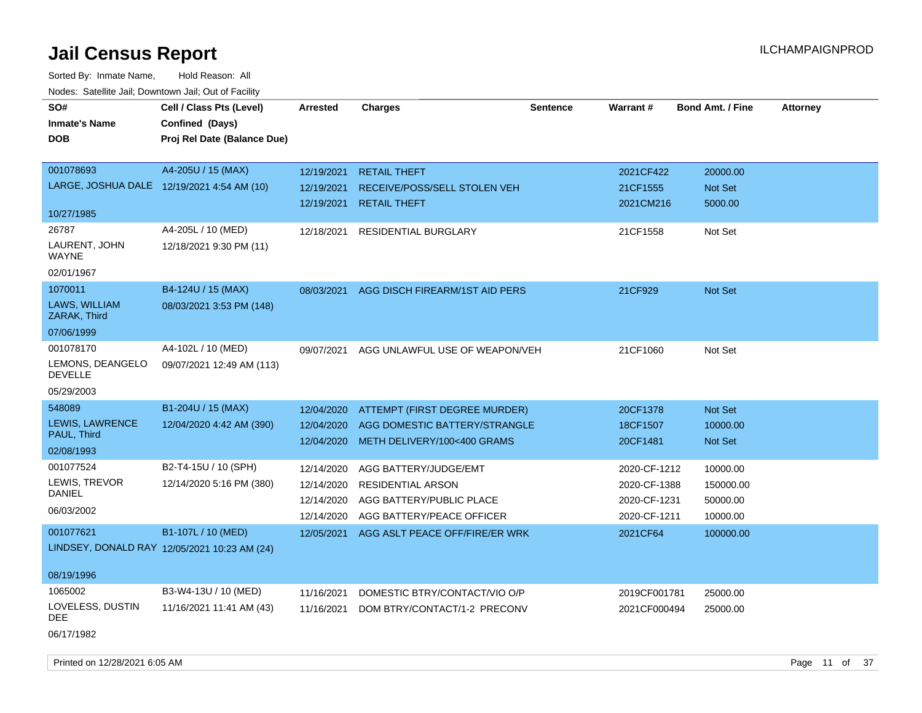# Jail Census Report

ILCHAMPAIGNPROD

Sorted By: Inmate Name, Hold Reason: All

Nodes: Satellite Jail; Downtown Jail; Out of Facility

| SO# / Inmate's Name / DOB | Cell / Class Pts (Level) / Confined (Days) / Proj Rel Date (Balance Due) | Arrested | Charges | Sentence | Warrant # | Bond Amt. / Fine | Attorney |
|---|---|---|---|---|---|---|---|
| 001078693<br>LARGE, JOSHUA DALE<br>10/27/1985 | A4-205U / 15 (MAX)<br>12/19/2021 4:54 AM (10) | 12/19/2021<br>12/19/2021<br>12/19/2021 | RETAIL THEFT<br>RECEIVE/POSS/SELL STOLEN VEH<br>RETAIL THEFT | | 2021CF422<br>21CF1555<br>2021CM216 | 20000.00<br>Not Set<br>5000.00 | |
| 26787<br>LAURENT, JOHN WAYNE<br>02/01/1967 | A4-205L / 10 (MED)<br>12/18/2021 9:30 PM (11) | 12/18/2021 | RESIDENTIAL BURGLARY | | 21CF1558 | Not Set | |
| 1070011<br>LAWS, WILLIAM ZARAK, Third<br>07/06/1999 | B4-124U / 15 (MAX)<br>08/03/2021 3:53 PM (148) | 08/03/2021 | AGG DISCH FIREARM/1ST AID PERS | | 21CF929 | Not Set | |
| 001078170<br>LEMONS, DEANGELO DEVELLE<br>05/29/2003 | A4-102L / 10 (MED)<br>09/07/2021 12:49 AM (113) | 09/07/2021 | AGG UNLAWFUL USE OF WEAPON/VEH | | 21CF1060 | Not Set | |
| 548089<br>LEWIS, LAWRENCE PAUL, Third<br>02/08/1993 | B1-204U / 15 (MAX)<br>12/04/2020 4:42 AM (390) | 12/04/2020<br>12/04/2020<br>12/04/2020 | ATTEMPT (FIRST DEGREE MURDER)<br>AGG DOMESTIC BATTERY/STRANGLE<br>METH DELIVERY/100<400 GRAMS | | 20CF1378<br>18CF1507<br>20CF1481 | Not Set<br>10000.00<br>Not Set | |
| 001077524<br>LEWIS, TREVOR DANIEL<br>06/03/2002 | B2-T4-15U / 10 (SPH)<br>12/14/2020 5:16 PM (380) | 12/14/2020<br>12/14/2020<br>12/14/2020<br>12/14/2020 | AGG BATTERY/JUDGE/EMT<br>RESIDENTIAL ARSON<br>AGG BATTERY/PUBLIC PLACE<br>AGG BATTERY/PEACE OFFICER | | 2020-CF-1212<br>2020-CF-1388<br>2020-CF-1231<br>2020-CF-1211 | 10000.00<br>150000.00<br>50000.00<br>10000.00 | |
| 001077621<br>LINDSEY, DONALD RAY<br>08/19/1996 | B1-107L / 10 (MED)<br>12/05/2021 10:23 AM (24) | 12/05/2021 | AGG ASLT PEACE OFF/FIRE/ER WRK | | 2021CF64 | 100000.00 | |
| 1065002<br>LOVELESS, DUSTIN DEE<br>06/17/1982 | B3-W4-13U / 10 (MED)<br>11/16/2021 11:41 AM (43) | 11/16/2021<br>11/16/2021 | DOMESTIC BTRY/CONTACT/VIO O/P<br>DOM BTRY/CONTACT/1-2 PRECONV | | 2019CF001781<br>2021CF000494 | 25000.00<br>25000.00 | |

Printed on 12/28/2021 6:05 AM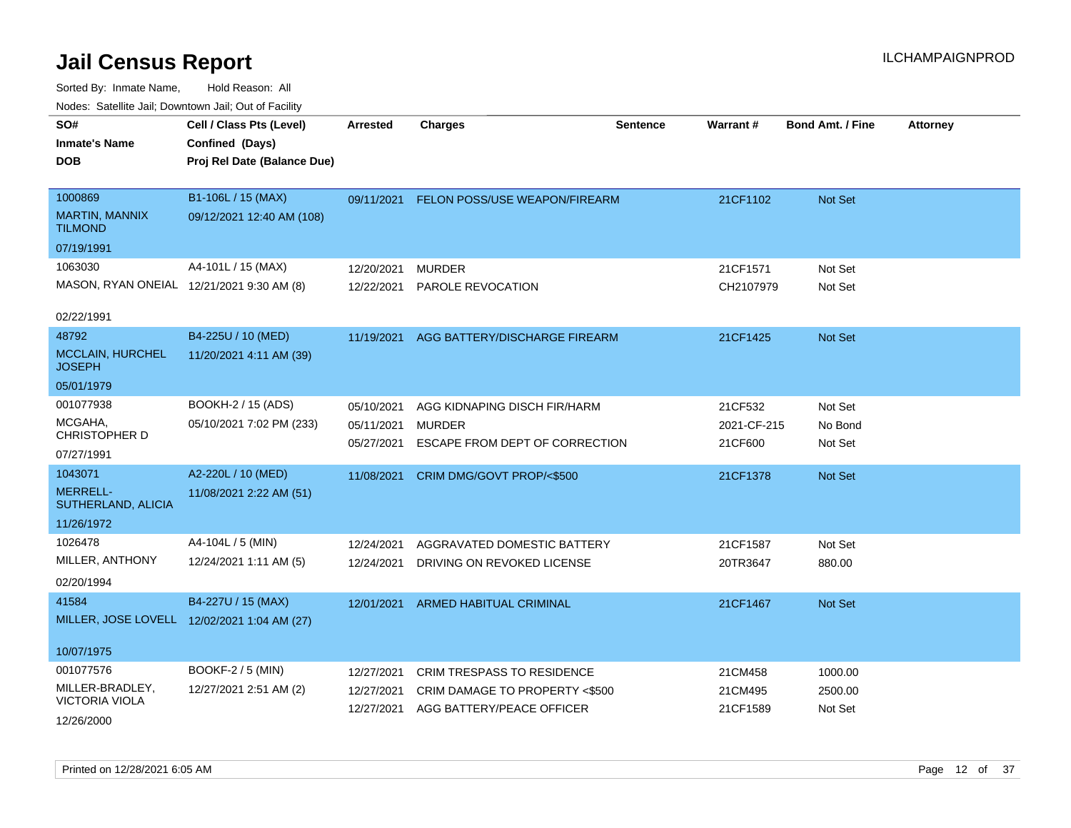# Jail Census Report

ILCHAMPAIGNPROD

Sorted By: Inmate Name, Hold Reason: All

Nodes: Satellite Jail; Downtown Jail; Out of Facility

| SO# / Inmate's Name / DOB | Cell / Class Pts (Level) / Confined (Days) / Proj Rel Date (Balance Due) | Arrested | Charges | Sentence | Warrant # | Bond Amt. / Fine | Attorney |
|---|---|---|---|---|---|---|---|
| 1000869<br>MARTIN, MANNIX TILMOND<br>07/19/1991 | B1-106L / 15 (MAX)<br>09/12/2021 12:40 AM (108) | 09/11/2021 | FELON POSS/USE WEAPON/FIREARM | | 21CF1102 | Not Set | |
| 1063030<br>MASON, RYAN ONEIAL<br>02/22/1991 | A4-101L / 15 (MAX)<br>12/21/2021 9:30 AM (8) | 12/20/2021 | MURDER | | 21CF1571 | Not Set | |
| | | 12/22/2021 | PAROLE REVOCATION | | CH2107979 | Not Set | |
| 48792<br>MCCLAIN, HURCHEL JOSEPH<br>05/01/1979 | B4-225U / 10 (MED)<br>11/20/2021 4:11 AM (39) | 11/19/2021 | AGG BATTERY/DISCHARGE FIREARM | | 21CF1425 | Not Set | |
| 001077938<br>MCGAHA, CHRISTOPHER D<br>07/27/1991 | BOOKH-2 / 15 (ADS)<br>05/10/2021 7:02 PM (233) | 05/10/2021 | AGG KIDNAPING DISCH FIR/HARM | | 21CF532 | Not Set | |
| | | 05/11/2021 | MURDER | | 2021-CF-215 | No Bond | |
| | | 05/27/2021 | ESCAPE FROM DEPT OF CORRECTION | | 21CF600 | Not Set | |
| 1043071<br>MERRELL-SUTHERLAND, ALICIA<br>11/26/1972 | A2-220L / 10 (MED)<br>11/08/2021 2:22 AM (51) | 11/08/2021 | CRIM DMG/GOVT PROP/<$500 | | 21CF1378 | Not Set | |
| 1026478<br>MILLER, ANTHONY<br>02/20/1994 | A4-104L / 5 (MIN)<br>12/24/2021 1:11 AM (5) | 12/24/2021 | AGGRAVATED DOMESTIC BATTERY | | 21CF1587 | Not Set | |
| | | 12/24/2021 | DRIVING ON REVOKED LICENSE | | 20TR3647 | 880.00 | |
| 41584<br>MILLER, JOSE LOVELL<br>10/07/1975 | B4-227U / 15 (MAX)<br>12/02/2021 1:04 AM (27) | 12/01/2021 | ARMED HABITUAL CRIMINAL | | 21CF1467 | Not Set | |
| 001077576<br>MILLER-BRADLEY, VICTORIA VIOLA<br>12/26/2000 | BOOKF-2 / 5 (MIN)<br>12/27/2021 2:51 AM (2) | 12/27/2021 | CRIM TRESPASS TO RESIDENCE | | 21CM458 | 1000.00 | |
| | | 12/27/2021 | CRIM DAMAGE TO PROPERTY <$500 | | 21CM495 | 2500.00 | |
| | | 12/27/2021 | AGG BATTERY/PEACE OFFICER | | 21CF1589 | Not Set | |

Printed on 12/28/2021 6:05 AM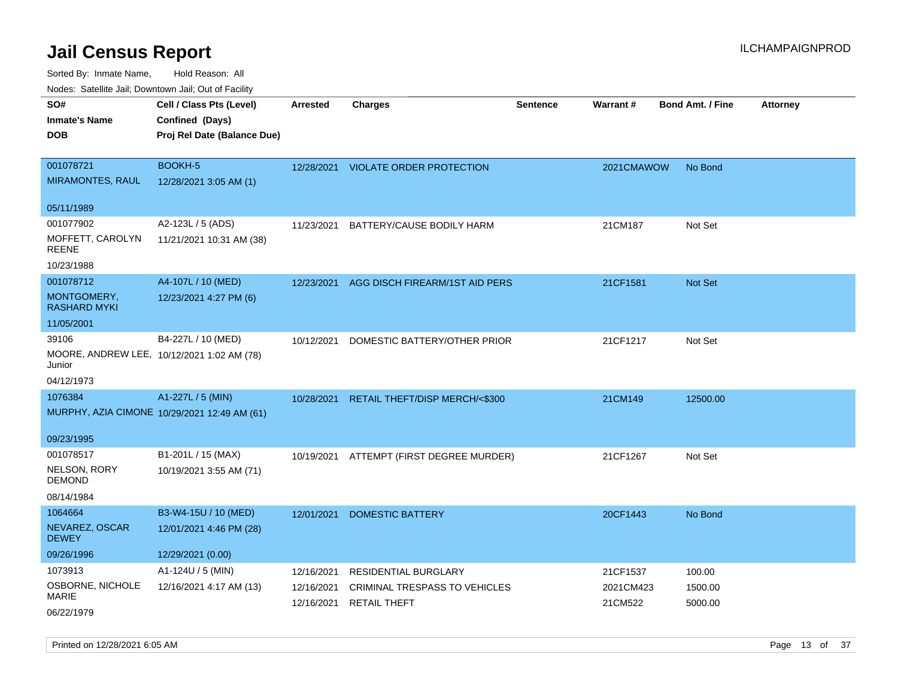# Jail Census Report

Sorted By: Inmate Name, Hold Reason: All

Nodes: Satellite Jail; Downtown Jail; Out of Facility

| SO# / Inmate's Name / DOB | Cell / Class Pts (Level) / Confined (Days) / Proj Rel Date (Balance Due) | Arrested | Charges | Sentence | Warrant # | Bond Amt. / Fine | Attorney |
|---|---|---|---|---|---|---|---|
| 001078721<br>MIRAMONTES, RAUL<br>05/11/1989 | BOOKH-5<br>12/28/2021 3:05 AM (1) | 12/28/2021 | VIOLATE ORDER PROTECTION | | 2021CMAWOW | No Bond | |
| 001077902<br>MOFFETT, CAROLYN REENE<br>10/23/1988 | A2-123L / 5 (ADS)<br>11/21/2021 10:31 AM (38) | 11/23/2021 | BATTERY/CAUSE BODILY HARM | | 21CM187 | Not Set | |
| 001078712<br>MONTGOMERY, RASHARD MYKI<br>11/05/2001 | A4-107L / 10 (MED)<br>12/23/2021 4:27 PM (6) | 12/23/2021 | AGG DISCH FIREARM/1ST AID PERS | | 21CF1581 | Not Set | |
| 39106<br>MOORE, ANDREW LEE, Junior<br>04/12/1973 | B4-227L / 10 (MED)<br>10/12/2021 1:02 AM (78) | 10/12/2021 | DOMESTIC BATTERY/OTHER PRIOR | | 21CF1217 | Not Set | |
| 1076384<br>MURPHY, AZIA CIMONE<br>09/23/1995 | A1-227L / 5 (MIN)<br>10/29/2021 12:49 AM (61) | 10/28/2021 | RETAIL THEFT/DISP MERCH/<$300 | | 21CM149 | 12500.00 | |
| 001078517<br>NELSON, RORY DEMOND<br>08/14/1984 | B1-201L / 15 (MAX)<br>10/19/2021 3:55 AM (71) | 10/19/2021 | ATTEMPT (FIRST DEGREE MURDER) | | 21CF1267 | Not Set | |
| 1064664<br>NEVAREZ, OSCAR DEWEY<br>09/26/1996 | B3-W4-15U / 10 (MED)<br>12/01/2021 4:46 PM (28)<br>12/29/2021 (0.00) | 12/01/2021 | DOMESTIC BATTERY | | 20CF1443 | No Bond | |
| 1073913<br>OSBORNE, NICHOLE MARIE<br>06/22/1979 | A1-124U / 5 (MIN)<br>12/16/2021 4:17 AM (13) | 12/16/2021<br>12/16/2021<br>12/16/2021 | RESIDENTIAL BURGLARY<br>CRIMINAL TRESPASS TO VEHICLES<br>RETAIL THEFT | | 21CF1537<br>2021CM423<br>21CM522 | 100.00<br>1500.00<br>5000.00 | |

Printed on 12/28/2021 6:05 AM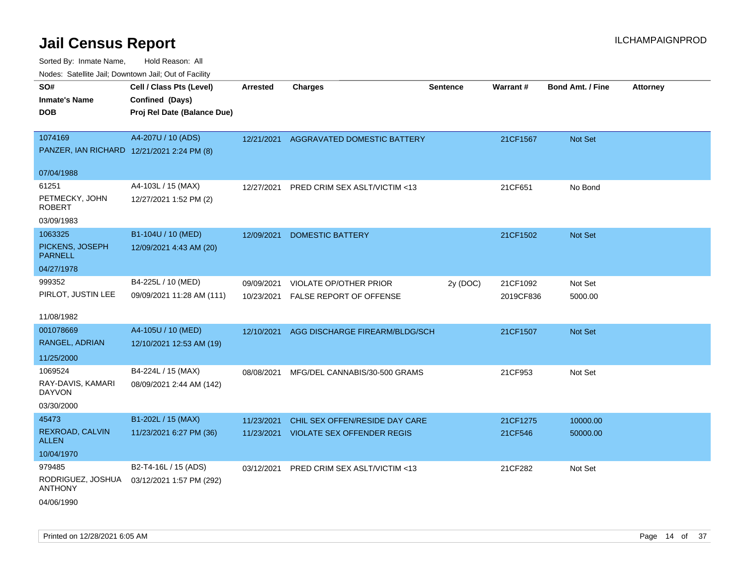# Jail Census Report

Sorted By: Inmate Name, Hold Reason: All

Nodes: Satellite Jail; Downtown Jail; Out of Facility

| SO# / Inmate's Name / DOB | Cell / Class Pts (Level) / Confined (Days) / Proj Rel Date (Balance Due) | Arrested | Charges | Sentence | Warrant # | Bond Amt. / Fine | Attorney |
|---|---|---|---|---|---|---|---|
| 1074169<br>PANZER, IAN RICHARD<br>07/04/1988 | A4-207U / 10 (ADS)<br>12/21/2021 2:24 PM (8) | 12/21/2021 | AGGRAVATED DOMESTIC BATTERY | | 21CF1567 | Not Set | |
| 61251<br>PETMECKY, JOHN ROBERT<br>03/09/1983 | A4-103L / 15 (MAX)<br>12/27/2021 1:52 PM (2) | 12/27/2021 | PRED CRIM SEX ASLT/VICTIM <13 | | 21CF651 | No Bond | |
| 1063325<br>PICKENS, JOSEPH PARNELL<br>04/27/1978 | B1-104U / 10 (MED)<br>12/09/2021 4:43 AM (20) | 12/09/2021 | DOMESTIC BATTERY | | 21CF1502 | Not Set | |
| 999352<br>PIRLOT, JUSTIN LEE<br>11/08/1982 | B4-225L / 10 (MED)<br>09/09/2021 11:28 AM (111) | 09/09/2021<br>10/23/2021 | VIOLATE OP/OTHER PRIOR<br>FALSE REPORT OF OFFENSE | 2y (DOC) | 21CF1092<br>2019CF836 | Not Set<br>5000.00 | |
| 001078669<br>RANGEL, ADRIAN<br>11/25/2000 | A4-105U / 10 (MED)<br>12/10/2021 12:53 AM (19) | 12/10/2021 | AGG DISCHARGE FIREARM/BLDG/SCH | | 21CF1507 | Not Set | |
| 1069524<br>RAY-DAVIS, KAMARI DAYVON<br>03/30/2000 | B4-224L / 15 (MAX)<br>08/09/2021 2:44 AM (142) | 08/08/2021 | MFG/DEL CANNABIS/30-500 GRAMS | | 21CF953 | Not Set | |
| 45473<br>REXROAD, CALVIN ALLEN<br>10/04/1970 | B1-202L / 15 (MAX)<br>11/23/2021 6:27 PM (36) | 11/23/2021<br>11/23/2021 | CHIL SEX OFFEN/RESIDE DAY CARE<br>VIOLATE SEX OFFENDER REGIS | | 21CF1275<br>21CF546 | 10000.00<br>50000.00 | |
| 979485<br>RODRIGUEZ, JOSHUA ANTHONY<br>04/06/1990 | B2-T4-16L / 15 (ADS)<br>03/12/2021 1:57 PM (292) | 03/12/2021 | PRED CRIM SEX ASLT/VICTIM <13 | | 21CF282 | Not Set | |

Printed on 12/28/2021 6:05 AM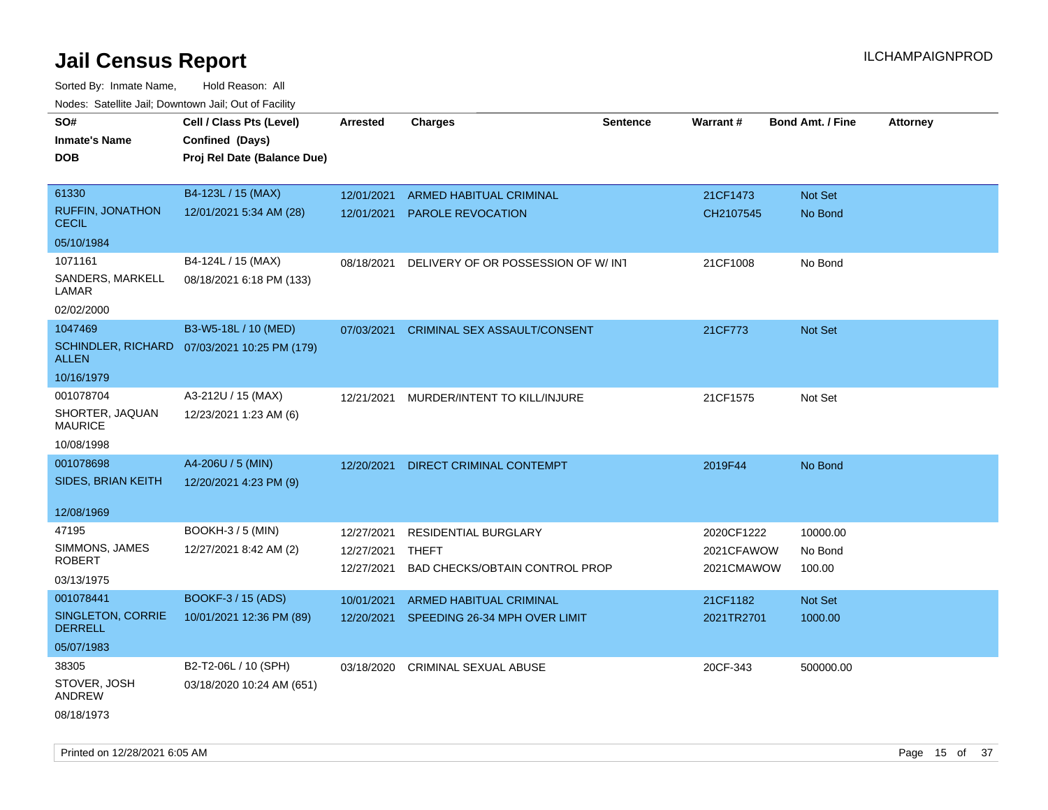# Jail Census Report

ILCHAMPAIGNPROD

Sorted By: Inmate Name, Hold Reason: All

Nodes: Satellite Jail; Downtown Jail; Out of Facility

| SO#<br>Inmate's Name<br>DOB | Cell / Class Pts (Level)<br>Confined (Days)<br>Proj Rel Date (Balance Due) | Arrested | Charges | Sentence | Warrant # | Bond Amt. / Fine | Attorney |
|---|---|---|---|---|---|---|---|
| 61330<br>RUFFIN, JONATHON CECIL<br>05/10/1984 | B4-123L / 15 (MAX)<br>12/01/2021 5:34 AM (28) | 12/01/2021<br>12/01/2021 | ARMED HABITUAL CRIMINAL<br>PAROLE REVOCATION | | 21CF1473<br>CH2107545 | Not Set<br>No Bond | |
| 1071161<br>SANDERS, MARKELL LAMAR<br>02/02/2000 | B4-124L / 15 (MAX)<br>08/18/2021 6:18 PM (133) | 08/18/2021 | DELIVERY OF OR POSSESSION OF W/ INT | | 21CF1008 | No Bond | |
| 1047469<br>SCHINDLER, RICHARD ALLEN<br>10/16/1979 | B3-W5-18L / 10 (MED)<br>07/03/2021 10:25 PM (179) | 07/03/2021 | CRIMINAL SEX ASSAULT/CONSENT | | 21CF773 | Not Set | |
| 001078704<br>SHORTER, JAQUAN MAURICE<br>10/08/1998 | A3-212U / 15 (MAX)<br>12/23/2021 1:23 AM (6) | 12/21/2021 | MURDER/INTENT TO KILL/INJURE | | 21CF1575 | Not Set | |
| 001078698<br>SIDES, BRIAN KEITH<br>12/08/1969 | A4-206U / 5 (MIN)<br>12/20/2021 4:23 PM (9) | 12/20/2021 | DIRECT CRIMINAL CONTEMPT | | 2019F44 | No Bond | |
| 47195<br>SIMMONS, JAMES ROBERT<br>03/13/1975 | BOOKH-3 / 5 (MIN)<br>12/27/2021 8:42 AM (2) | 12/27/2021<br>12/27/2021<br>12/27/2021 | RESIDENTIAL BURGLARY<br>THEFT<br>BAD CHECKS/OBTAIN CONTROL PROP | | 2020CF1222<br>2021CFAWOW<br>2021CMAWOW | 10000.00<br>No Bond<br>100.00 | |
| 001078441<br>SINGLETON, CORRIE DERRELL<br>05/07/1983 | BOOKF-3 / 15 (ADS)<br>10/01/2021 12:36 PM (89) | 10/01/2021<br>12/20/2021 | ARMED HABITUAL CRIMINAL<br>SPEEDING 26-34 MPH OVER LIMIT | | 21CF1182<br>2021TR2701 | Not Set<br>1000.00 | |
| 38305<br>STOVER, JOSH ANDREW<br>08/18/1973 | B2-T2-06L / 10 (SPH)<br>03/18/2020 10:24 AM (651) | 03/18/2020 | CRIMINAL SEXUAL ABUSE | | 20CF-343 | 500000.00 | |

Printed on 12/28/2021 6:05 AM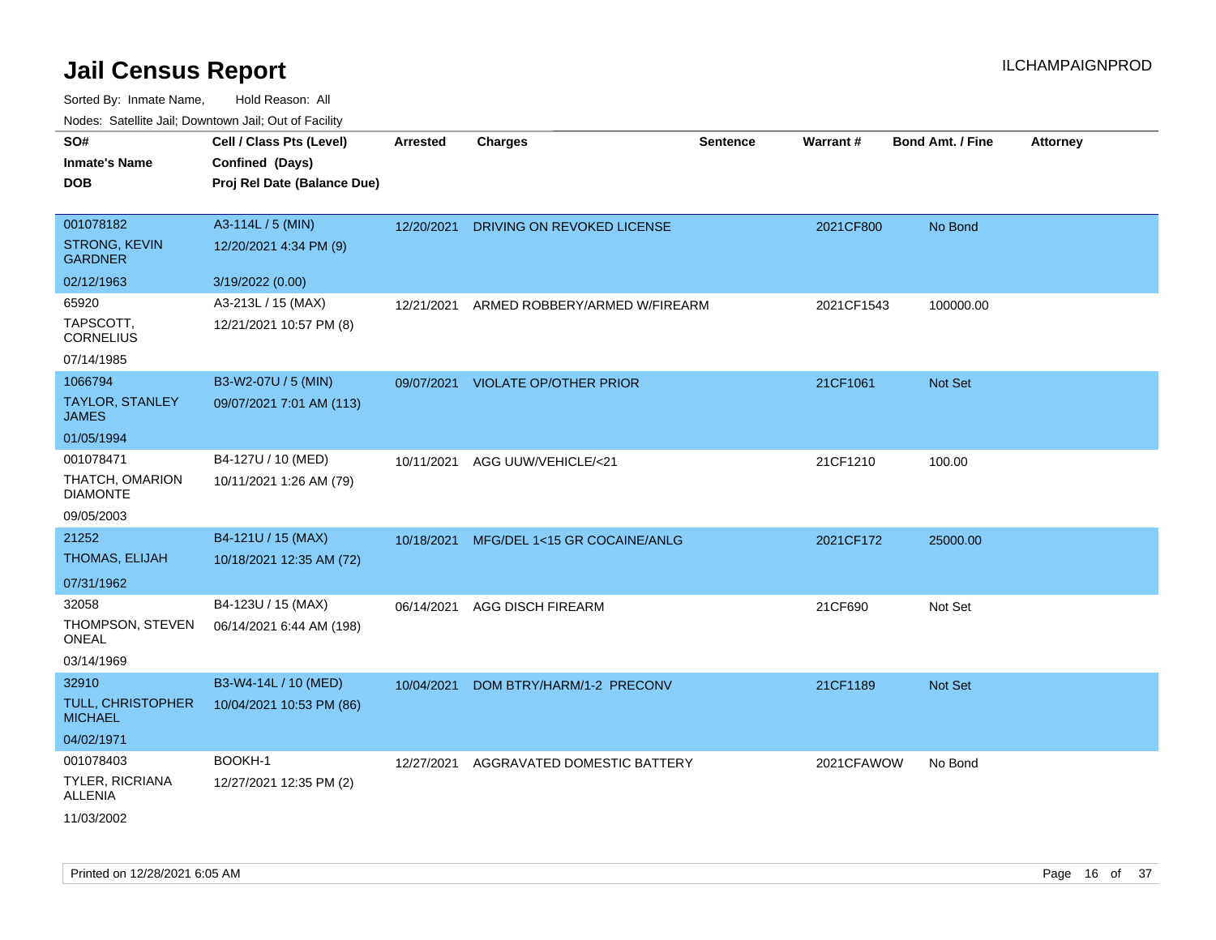# Jail Census Report

ILCHAMPAIGNPROD

Sorted By: Inmate Name, Hold Reason: All

Nodes: Satellite Jail; Downtown Jail; Out of Facility

| SO# / Inmate's Name / DOB | Cell / Class Pts (Level) / Confined (Days) / Proj Rel Date (Balance Due) | Arrested | Charges | Sentence | Warrant # | Bond Amt. / Fine | Attorney |
|---|---|---|---|---|---|---|---|
| 001078182<br>STRONG, KEVIN GARDNER<br>02/12/1963 | A3-114L / 5 (MIN)<br>12/20/2021 4:34 PM (9)<br>3/19/2022 (0.00) | 12/20/2021 | DRIVING ON REVOKED LICENSE | | 2021CF800 | No Bond | |
| 65920<br>TAPSCOTT, CORNELIUS<br>07/14/1985 | A3-213L / 15 (MAX)<br>12/21/2021 10:57 PM (8) | 12/21/2021 | ARMED ROBBERY/ARMED W/FIREARM | | 2021CF1543 | 100000.00 | |
| 1066794<br>TAYLOR, STANLEY JAMES<br>01/05/1994 | B3-W2-07U / 5 (MIN)<br>09/07/2021 7:01 AM (113) | 09/07/2021 | VIOLATE OP/OTHER PRIOR | | 21CF1061 | Not Set | |
| 001078471<br>THATCH, OMARION DIAMONTE<br>09/05/2003 | B4-127U / 10 (MED)<br>10/11/2021 1:26 AM (79) | 10/11/2021 | AGG UUW/VEHICLE/<21 | | 21CF1210 | 100.00 | |
| 21252<br>THOMAS, ELIJAH<br>07/31/1962 | B4-121U / 15 (MAX)<br>10/18/2021 12:35 AM (72) | 10/18/2021 | MFG/DEL 1<15 GR COCAINE/ANLG | | 2021CF172 | 25000.00 | |
| 32058<br>THOMPSON, STEVEN ONEAL<br>03/14/1969 | B4-123U / 15 (MAX)<br>06/14/2021 6:44 AM (198) | 06/14/2021 | AGG DISCH FIREARM | | 21CF690 | Not Set | |
| 32910<br>TULL, CHRISTOPHER MICHAEL<br>04/02/1971 | B3-W4-14L / 10 (MED)<br>10/04/2021 10:53 PM (86) | 10/04/2021 | DOM BTRY/HARM/1-2 PRECONV | | 21CF1189 | Not Set | |
| 001078403<br>TYLER, RICRIANA ALLENIA<br>11/03/2002 | BOOKH-1<br>12/27/2021 12:35 PM (2) | 12/27/2021 | AGGRAVATED DOMESTIC BATTERY | | 2021CFAWOW | No Bond | |

Printed on 12/28/2021 6:05 AM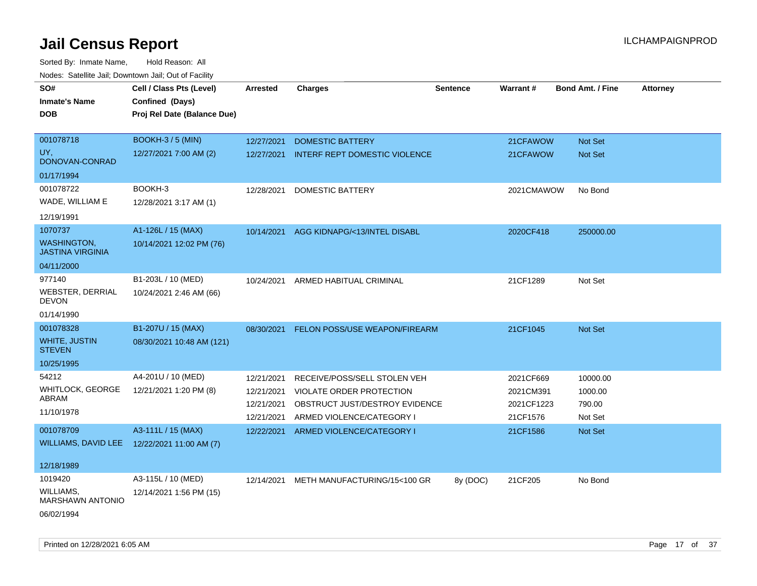# Jail Census Report

Sorted By: Inmate Name, Hold Reason: All

Nodes: Satellite Jail; Downtown Jail; Out of Facility

| SO# / Inmate's Name / DOB | Cell / Class Pts (Level) / Confined (Days) / Proj Rel Date (Balance Due) | Arrested | Charges | Sentence | Warrant # | Bond Amt. / Fine | Attorney |
|---|---|---|---|---|---|---|---|
| 001078718<br>UY, DONOVAN-CONRAD<br>01/17/1994 | BOOKH-3 / 5 (MIN)<br>12/27/2021 7:00 AM (2) | 12/27/2021 | DOMESTIC BATTERY | | 21CFAWOW | Not Set | |
| | | 12/27/2021 | INTERF REPT DOMESTIC VIOLENCE | | 21CFAWOW | Not Set | |
| 001078722<br>WADE, WILLIAM E<br>12/19/1991 | BOOKH-3<br>12/28/2021 3:17 AM (1) | 12/28/2021 | DOMESTIC BATTERY | | 2021CMAWOW | No Bond | |
| 1070737<br>WASHINGTON, JASTINA VIRGINIA<br>04/11/2000 | A1-126L / 15 (MAX)<br>10/14/2021 12:02 PM (76) | 10/14/2021 | AGG KIDNAPG/<13/INTEL DISABL | | 2020CF418 | 250000.00 | |
| 977140<br>WEBSTER, DERRIAL DEVON<br>01/14/1990 | B1-203L / 10 (MED)<br>10/24/2021 2:46 AM (66) | 10/24/2021 | ARMED HABITUAL CRIMINAL | | 21CF1289 | Not Set | |
| 001078328<br>WHITE, JUSTIN STEVEN<br>10/25/1995 | B1-207U / 15 (MAX)<br>08/30/2021 10:48 AM (121) | 08/30/2021 | FELON POSS/USE WEAPON/FIREARM | | 21CF1045 | Not Set | |
| 54212<br>WHITLOCK, GEORGE ABRAM<br>11/10/1978 | A4-201U / 10 (MED)<br>12/21/2021 1:20 PM (8) | 12/21/2021 | RECEIVE/POSS/SELL STOLEN VEH | | 2021CF669 | 10000.00 | |
| | | 12/21/2021 | VIOLATE ORDER PROTECTION | | 2021CM391 | 1000.00 | |
| | | 12/21/2021 | OBSTRUCT JUST/DESTROY EVIDENCE | | 2021CF1223 | 790.00 | |
| | | 12/21/2021 | ARMED VIOLENCE/CATEGORY I | | 21CF1576 | Not Set | |
| 001078709<br>WILLIAMS, DAVID LEE<br>12/18/1989 | A3-111L / 15 (MAX)<br>12/22/2021 11:00 AM (7) | 12/22/2021 | ARMED VIOLENCE/CATEGORY I | | 21CF1586 | Not Set | |
| 1019420<br>WILLIAMS, MARSHAWN ANTONIO<br>06/02/1994 | A3-115L / 10 (MED)<br>12/14/2021 1:56 PM (15) | 12/14/2021 | METH MANUFACTURING/15<100 GR | 8y (DOC) | 21CF205 | No Bond | |

Printed on 12/28/2021 6:05 AM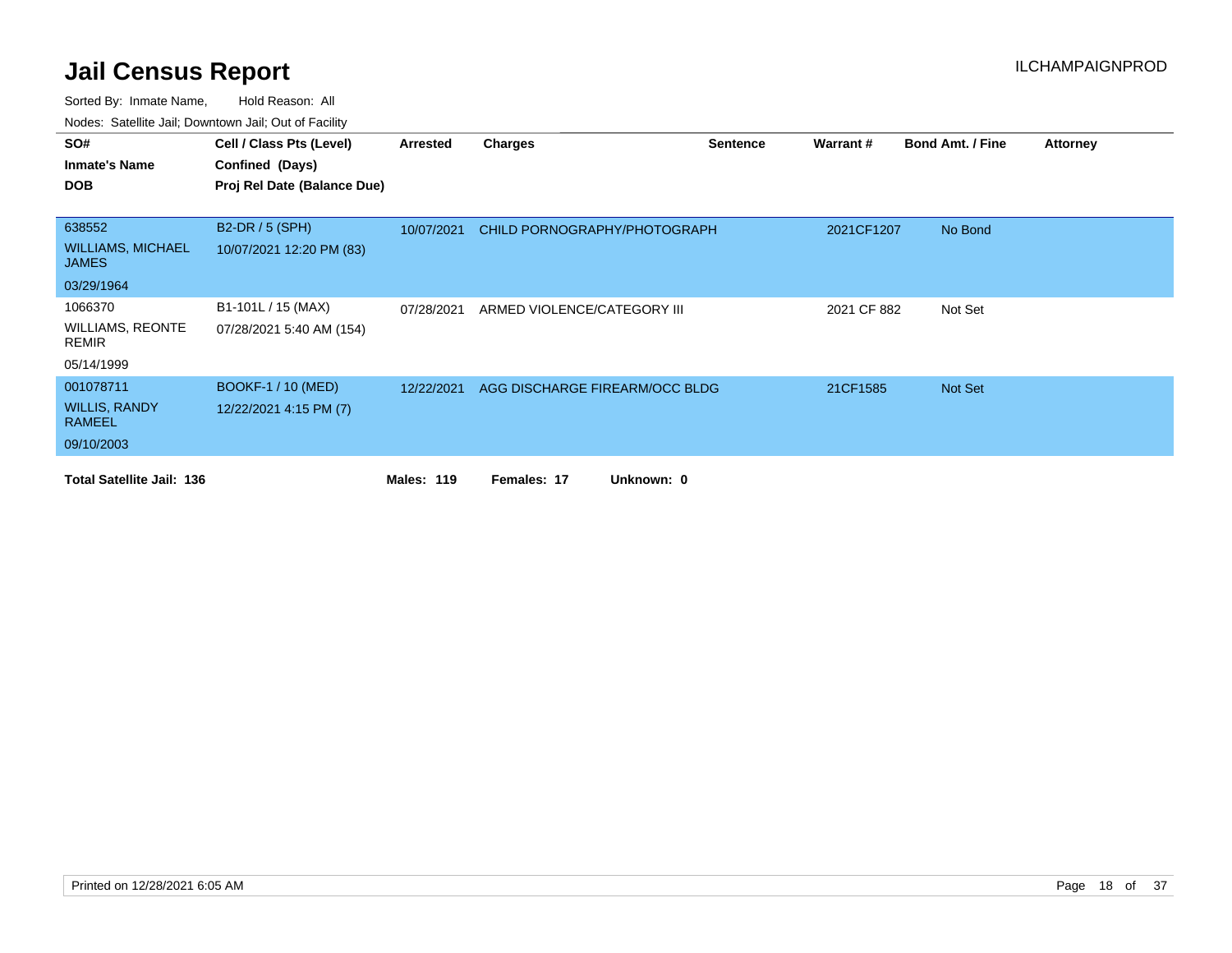# Jail Census Report

ILCHAMPAIGNPROD

Sorted By: Inmate Name, Hold Reason: All

Nodes: Satellite Jail; Downtown Jail; Out of Facility

| SO# / Inmate's Name / DOB | Cell / Class Pts (Level) / Confined (Days) / Proj Rel Date (Balance Due) | Arrested | Charges | Sentence | Warrant # | Bond Amt. / Fine | Attorney |
|---|---|---|---|---|---|---|---|
| 638552<br>WILLIAMS, MICHAEL JAMES<br>03/29/1964 | B2-DR / 5 (SPH)<br>10/07/2021 12:20 PM (83) | 10/07/2021 | CHILD PORNOGRAPHY/PHOTOGRAPH | | 2021CF1207 | No Bond | |
| 1066370<br>WILLIAMS, REONTE REMIR<br>05/14/1999 | B1-101L / 15 (MAX)<br>07/28/2021 5:40 AM (154) | 07/28/2021 | ARMED VIOLENCE/CATEGORY III | | 2021 CF 882 | Not Set | |
| 001078711<br>WILLIS, RANDY RAMEEL<br>09/10/2003 | BOOKF-1 / 10 (MED)<br>12/22/2021 4:15 PM (7) | 12/22/2021 | AGG DISCHARGE FIREARM/OCC BLDG | | 21CF1585 | Not Set | |

**Total Satellite Jail: 136** **Males: 119** **Females: 17** **Unknown: 0**

Printed on 12/28/2021 6:05 AM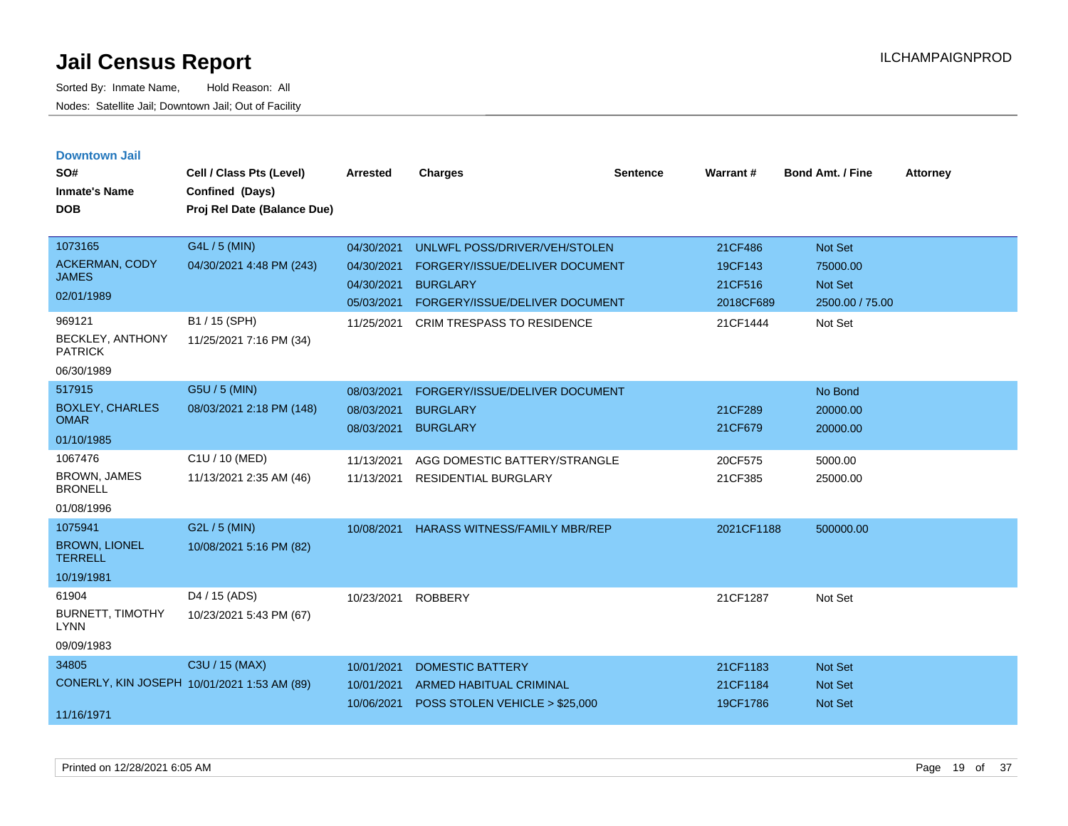# Jail Census Report

Sorted By: Inmate Name, Hold Reason: All
Nodes: Satellite Jail; Downtown Jail; Out of Facility

ILCHAMPAIGNPROD

## Downtown Jail

| SO# / Inmate's Name / DOB | Cell / Class Pts (Level) / Confined (Days) / Proj Rel Date (Balance Due) | Arrested | Charges | Sentence | Warrant # | Bond Amt. / Fine | Attorney |
|---|---|---|---|---|---|---|---|
| 1073165 ACKERMAN, CODY JAMES 02/01/1989 | G4L / 5 (MIN) 04/30/2021 4:48 PM (243) | 04/30/2021 | UNLWFL POSS/DRIVER/VEH/STOLEN | | 21CF486 | Not Set | |
| | | 04/30/2021 | FORGERY/ISSUE/DELIVER DOCUMENT | | 19CF143 | 75000.00 | |
| | | 04/30/2021 | BURGLARY | | 21CF516 | Not Set | |
| | | 05/03/2021 | FORGERY/ISSUE/DELIVER DOCUMENT | | 2018CF689 | 2500.00 / 75.00 | |
| 969121 BECKLEY, ANTHONY PATRICK 06/30/1989 | B1 / 15 (SPH) 11/25/2021 7:16 PM (34) | 11/25/2021 | CRIM TRESPASS TO RESIDENCE | | 21CF1444 | Not Set | |
| 517915 BOXLEY, CHARLES OMAR 01/10/1985 | G5U / 5 (MIN) 08/03/2021 2:18 PM (148) | 08/03/2021 | FORGERY/ISSUE/DELIVER DOCUMENT | | | No Bond | |
| | | 08/03/2021 | BURGLARY | | 21CF289 | 20000.00 | |
| | | 08/03/2021 | BURGLARY | | 21CF679 | 20000.00 | |
| 1067476 BROWN, JAMES BRONELL 01/08/1996 | C1U / 10 (MED) 11/13/2021 2:35 AM (46) | 11/13/2021 | AGG DOMESTIC BATTERY/STRANGLE | | 20CF575 | 5000.00 | |
| | | 11/13/2021 | RESIDENTIAL BURGLARY | | 21CF385 | 25000.00 | |
| 1075941 BROWN, LIONEL TERRELL 10/19/1981 | G2L / 5 (MIN) 10/08/2021 5:16 PM (82) | 10/08/2021 | HARASS WITNESS/FAMILY MBR/REP | | 2021CF1188 | 500000.00 | |
| 61904 BURNETT, TIMOTHY LYNN 09/09/1983 | D4 / 15 (ADS) 10/23/2021 5:43 PM (67) | 10/23/2021 | ROBBERY | | 21CF1287 | Not Set | |
| 34805 CONERLY, KIN JOSEPH 11/16/1971 | C3U / 15 (MAX) 10/01/2021 1:53 AM (89) | 10/01/2021 | DOMESTIC BATTERY | | 21CF1183 | Not Set | |
| | | 10/01/2021 | ARMED HABITUAL CRIMINAL | | 21CF1184 | Not Set | |
| | | 10/06/2021 | POSS STOLEN VEHICLE > $25,000 | | 19CF1786 | Not Set | |

Printed on 12/28/2021 6:05 AM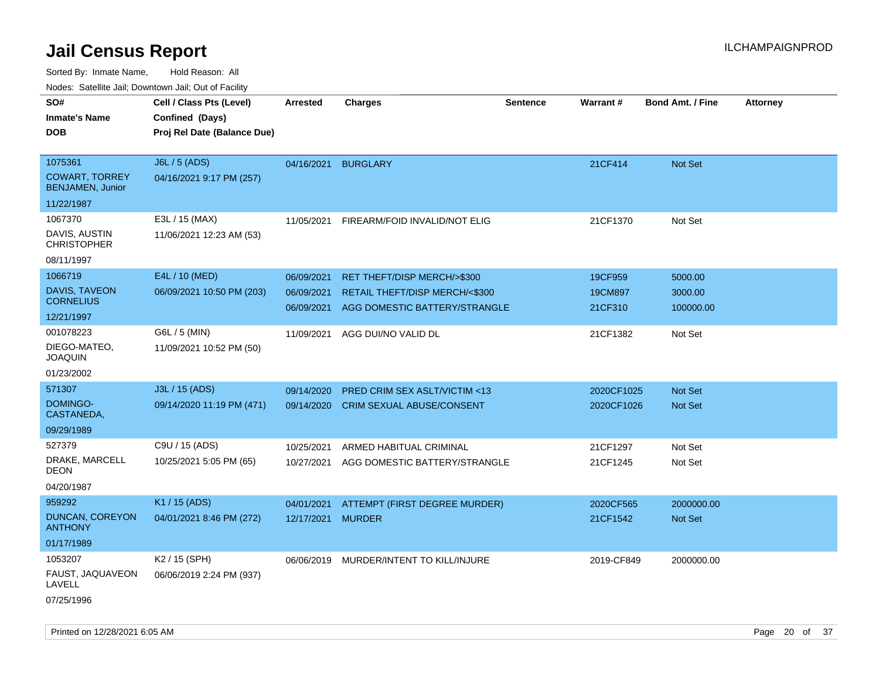# Jail Census Report

ILCHAMPAIGNPROD

Sorted By: Inmate Name, Hold Reason: All

Nodes: Satellite Jail; Downtown Jail; Out of Facility

| SO# / Inmate's Name / DOB | Cell / Class Pts (Level) / Confined (Days) / Proj Rel Date (Balance Due) | Arrested | Charges | Sentence | Warrant # | Bond Amt. / Fine | Attorney |
|---|---|---|---|---|---|---|---|
| 1075361<br>COWART, TORREY BENJAMEN, Junior<br>11/22/1987 | J6L / 5 (ADS)<br>04/16/2021 9:17 PM (257) | 04/16/2021 | BURGLARY | | 21CF414 | Not Set | |
| 1067370<br>DAVIS, AUSTIN CHRISTOPHER<br>08/11/1997 | E3L / 15 (MAX)<br>11/06/2021 12:23 AM (53) | 11/05/2021 | FIREARM/FOID INVALID/NOT ELIG | | 21CF1370 | Not Set | |
| 1066719<br>DAVIS, TAVEON CORNELIUS<br>12/21/1997 | E4L / 10 (MED)<br>06/09/2021 10:50 PM (203) | 06/09/2021<br>06/09/2021<br>06/09/2021 | RET THEFT/DISP MERCH/>$300<br>RETAIL THEFT/DISP MERCH/<$300<br>AGG DOMESTIC BATTERY/STRANGLE | | 19CF959<br>19CM897<br>21CF310 | 5000.00<br>3000.00<br>100000.00 | |
| 001078223<br>DIEGO-MATEO, JOAQUIN<br>01/23/2002 | G6L / 5 (MIN)<br>11/09/2021 10:52 PM (50) | 11/09/2021 | AGG DUI/NO VALID DL | | 21CF1382 | Not Set | |
| 571307<br>DOMINGO-CASTANEDA,<br>09/29/1989 | J3L / 15 (ADS)<br>09/14/2020 11:19 PM (471) | 09/14/2020<br>09/14/2020 | PRED CRIM SEX ASLT/VICTIM <13<br>CRIM SEXUAL ABUSE/CONSENT | | 2020CF1025<br>2020CF1026 | Not Set<br>Not Set | |
| 527379<br>DRAKE, MARCELL DEON<br>04/20/1987 | C9U / 15 (ADS)<br>10/25/2021 5:05 PM (65) | 10/25/2021<br>10/27/2021 | ARMED HABITUAL CRIMINAL<br>AGG DOMESTIC BATTERY/STRANGLE | | 21CF1297<br>21CF1245 | Not Set<br>Not Set | |
| 959292<br>DUNCAN, COREYON ANTHONY<br>01/17/1989 | K1 / 15 (ADS)<br>04/01/2021 8:46 PM (272) | 04/01/2021<br>12/17/2021 | ATTEMPT (FIRST DEGREE MURDER)<br>MURDER | | 2020CF565<br>21CF1542 | 2000000.00<br>Not Set | |
| 1053207<br>FAUST, JAQUAVEON LAVELL<br>07/25/1996 | K2 / 15 (SPH)<br>06/06/2019 2:24 PM (937) | 06/06/2019 | MURDER/INTENT TO KILL/INJURE | | 2019-CF849 | 2000000.00 | |

Printed on 12/28/2021 6:05 AM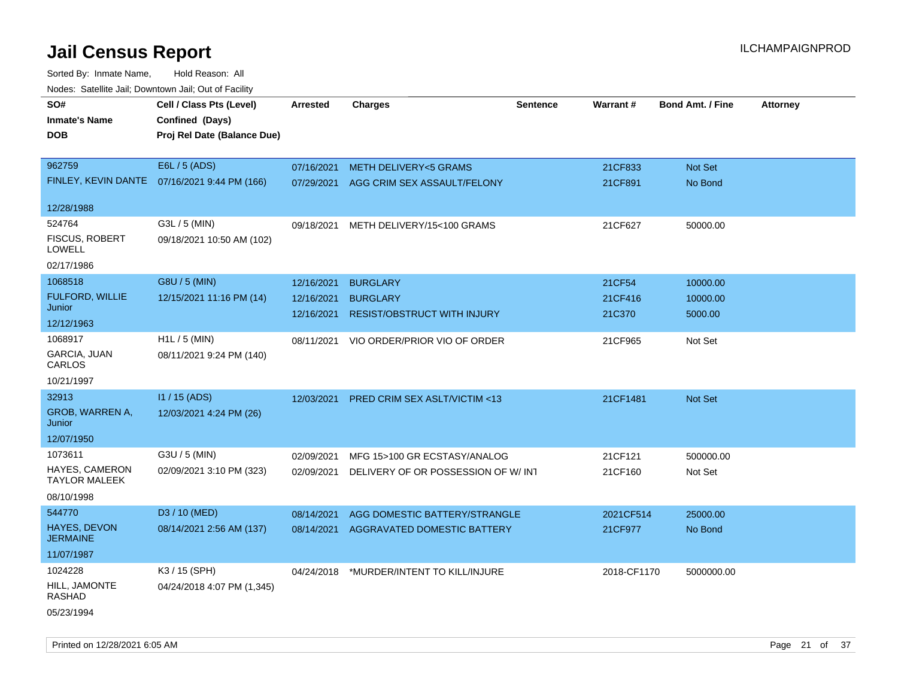# Jail Census Report

ILCHAMPAIGNPROD

Sorted By: Inmate Name, Hold Reason: All

Nodes: Satellite Jail; Downtown Jail; Out of Facility

| SO# / Inmate's Name / DOB | Cell / Class Pts (Level) / Confined (Days) / Proj Rel Date (Balance Due) | Arrested | Charges | Sentence | Warrant # | Bond Amt. / Fine | Attorney |
|---|---|---|---|---|---|---|---|
| 962759 FINLEY, KEVIN DANTE 12/28/1988 | E6L / 5 (ADS) 07/16/2021 9:44 PM (166) | 07/16/2021 | METH DELIVERY<5 GRAMS | | 21CF833 | Not Set | |
| | | 07/29/2021 | AGG CRIM SEX ASSAULT/FELONY | | 21CF891 | No Bond | |
| 524764 FISCUS, ROBERT LOWELL 02/17/1986 | G3L / 5 (MIN) 09/18/2021 10:50 AM (102) | 09/18/2021 | METH DELIVERY/15<100 GRAMS | | 21CF627 | 50000.00 | |
| 1068518 FULFORD, WILLIE Junior 12/12/1963 | G8U / 5 (MIN) 12/15/2021 11:16 PM (14) | 12/16/2021 | BURGLARY | | 21CF54 | 10000.00 | |
| | | 12/16/2021 | BURGLARY | | 21CF416 | 10000.00 | |
| | | 12/16/2021 | RESIST/OBSTRUCT WITH INJURY | | 21C370 | 5000.00 | |
| 1068917 GARCIA, JUAN CARLOS 10/21/1997 | H1L / 5 (MIN) 08/11/2021 9:24 PM (140) | 08/11/2021 | VIO ORDER/PRIOR VIO OF ORDER | | 21CF965 | Not Set | |
| 32913 GROB, WARREN A, Junior 12/07/1950 | I1 / 15 (ADS) 12/03/2021 4:24 PM (26) | 12/03/2021 | PRED CRIM SEX ASLT/VICTIM <13 | | 21CF1481 | Not Set | |
| 1073611 HAYES, CAMERON TAYLOR MALEEK 08/10/1998 | G3U / 5 (MIN) 02/09/2021 3:10 PM (323) | 02/09/2021 | MFG 15>100 GR ECSTASY/ANALOG | | 21CF121 | 500000.00 | |
| | | 02/09/2021 | DELIVERY OF OR POSSESSION OF W/ INT | | 21CF160 | Not Set | |
| 544770 HAYES, DEVON JERMAINE 11/07/1987 | D3 / 10 (MED) 08/14/2021 2:56 AM (137) | 08/14/2021 | AGG DOMESTIC BATTERY/STRANGLE | | 2021CF514 | 25000.00 | |
| | | 08/14/2021 | AGGRAVATED DOMESTIC BATTERY | | 21CF977 | No Bond | |
| 1024228 HILL, JAMONTE RASHAD 05/23/1994 | K3 / 15 (SPH) 04/24/2018 4:07 PM (1,345) | 04/24/2018 | *MURDER/INTENT TO KILL/INJURE | | 2018-CF1170 | 5000000.00 | |

Printed on 12/28/2021 6:05 AM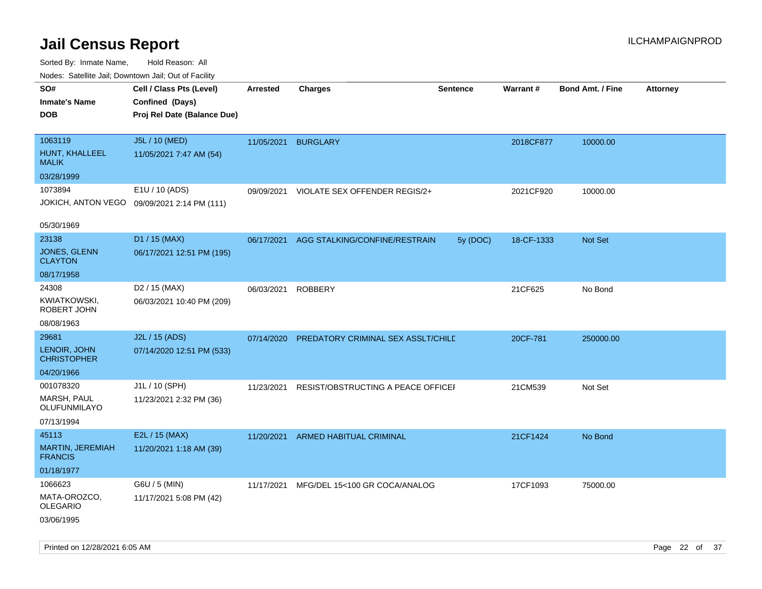# Jail Census Report

ILCHAMPAIGNPROD

Sorted By: Inmate Name, Hold Reason: All

Nodes: Satellite Jail; Downtown Jail; Out of Facility

| SO# / Inmate's Name / DOB | Cell / Class Pts (Level) / Confined (Days) / Proj Rel Date (Balance Due) | Arrested | Charges | Sentence | Warrant # | Bond Amt. / Fine | Attorney |
|---|---|---|---|---|---|---|---|
| 1063119<br>HUNT, KHALLEEL MALIK<br>03/28/1999 | J5L / 10 (MED)<br>11/05/2021 7:47 AM (54) | 11/05/2021 | BURGLARY | | 2018CF877 | 10000.00 | |
| 1073894<br>JOKICH, ANTON VEGO<br>05/30/1969 | E1U / 10 (ADS)<br>09/09/2021 2:14 PM (111) | 09/09/2021 | VIOLATE SEX OFFENDER REGIS/2+ | | 2021CF920 | 10000.00 | |
| 23138<br>JONES, GLENN CLAYTON<br>08/17/1958 | D1 / 15 (MAX)<br>06/17/2021 12:51 PM (195) | 06/17/2021 | AGG STALKING/CONFINE/RESTRAIN | 5y (DOC) | 18-CF-1333 | Not Set | |
| 24308<br>KWIATKOWSKI, ROBERT JOHN<br>08/08/1963 | D2 / 15 (MAX)<br>06/03/2021 10:40 PM (209) | 06/03/2021 | ROBBERY | | 21CF625 | No Bond | |
| 29681<br>LENOIR, JOHN CHRISTOPHER<br>04/20/1966 | J2L / 15 (ADS)<br>07/14/2020 12:51 PM (533) | 07/14/2020 | PREDATORY CRIMINAL SEX ASSLT/CHILD | | 20CF-781 | 250000.00 | |
| 001078320<br>MARSH, PAUL OLUFUNMILAYO<br>07/13/1994 | J1L / 10 (SPH)<br>11/23/2021 2:32 PM (36) | 11/23/2021 | RESIST/OBSTRUCTING A PEACE OFFICER | | 21CM539 | Not Set | |
| 45113<br>MARTIN, JEREMIAH FRANCIS<br>01/18/1977 | E2L / 15 (MAX)<br>11/20/2021 1:18 AM (39) | 11/20/2021 | ARMED HABITUAL CRIMINAL | | 21CF1424 | No Bond | |
| 1066623<br>MATA-OROZCO, OLEGARIO<br>03/06/1995 | G6U / 5 (MIN)<br>11/17/2021 5:08 PM (42) | 11/17/2021 | MFG/DEL 15<100 GR COCA/ANALOG | | 17CF1093 | 75000.00 | |

Printed on 12/28/2021 6:05 AM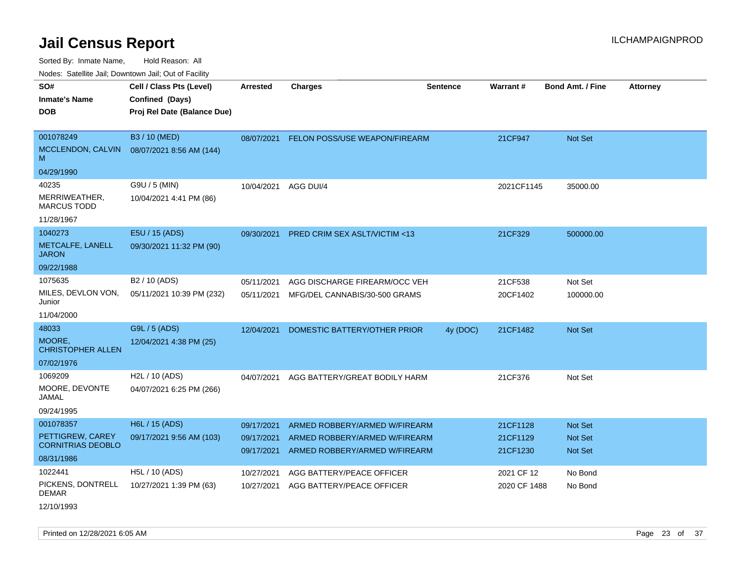# Jail Census Report

ILCHAMPAIGNPROD

Sorted By: Inmate Name, Hold Reason: All

Nodes: Satellite Jail; Downtown Jail; Out of Facility

| SO# / Inmate's Name / DOB | Cell / Class Pts (Level) / Confined (Days) / Proj Rel Date (Balance Due) | Arrested | Charges | Sentence | Warrant # | Bond Amt. / Fine | Attorney |
|---|---|---|---|---|---|---|---|
| 001078249<br>MCCLENDON, CALVIN M<br>04/29/1990 | B3 / 10 (MED)<br>08/07/2021 8:56 AM (144) | 08/07/2021 | FELON POSS/USE WEAPON/FIREARM | | 21CF947 | Not Set | |
| 40235<br>MERRIWEATHER, MARCUS TODD<br>11/28/1967 | G9U / 5 (MIN)<br>10/04/2021 4:41 PM (86) | 10/04/2021 | AGG DUI/4 | | 2021CF1145 | 35000.00 | |
| 1040273<br>METCALFE, LANELL JARON<br>09/22/1988 | E5U / 15 (ADS)<br>09/30/2021 11:32 PM (90) | 09/30/2021 | PRED CRIM SEX ASLT/VICTIM <13 | | 21CF329 | 500000.00 | |
| 1075635<br>MILES, DEVLON VON, Junior<br>11/04/2000 | B2 / 10 (ADS)<br>05/11/2021 10:39 PM (232) | 05/11/2021<br>05/11/2021 | AGG DISCHARGE FIREARM/OCC VEH<br>MFG/DEL CANNABIS/30-500 GRAMS | | 21CF538<br>20CF1402 | Not Set<br>100000.00 | |
| 48033<br>MOORE, CHRISTOPHER ALLEN<br>07/02/1976 | G9L / 5 (ADS)<br>12/04/2021 4:38 PM (25) | 12/04/2021 | DOMESTIC BATTERY/OTHER PRIOR | 4y (DOC) | 21CF1482 | Not Set | |
| 1069209<br>MOORE, DEVONTE JAMAL<br>09/24/1995 | H2L / 10 (ADS)<br>04/07/2021 6:25 PM (266) | 04/07/2021 | AGG BATTERY/GREAT BODILY HARM | | 21CF376 | Not Set | |
| 001078357<br>PETTIGREW, CAREY CORNITRIAS DEOBLO<br>08/31/1986 | H6L / 15 (ADS)<br>09/17/2021 9:56 AM (103) | 09/17/2021<br>09/17/2021<br>09/17/2021 | ARMED ROBBERY/ARMED W/FIREARM<br>ARMED ROBBERY/ARMED W/FIREARM<br>ARMED ROBBERY/ARMED W/FIREARM | | 21CF1128<br>21CF1129<br>21CF1230 | Not Set<br>Not Set<br>Not Set | |
| 1022441<br>PICKENS, DONTRELL DEMAR<br>12/10/1993 | H5L / 10 (ADS)<br>10/27/2021 1:39 PM (63) | 10/27/2021<br>10/27/2021 | AGG BATTERY/PEACE OFFICER<br>AGG BATTERY/PEACE OFFICER | | 2021 CF 12<br>2020 CF 1488 | No Bond<br>No Bond | |

Printed on 12/28/2021 6:05 AM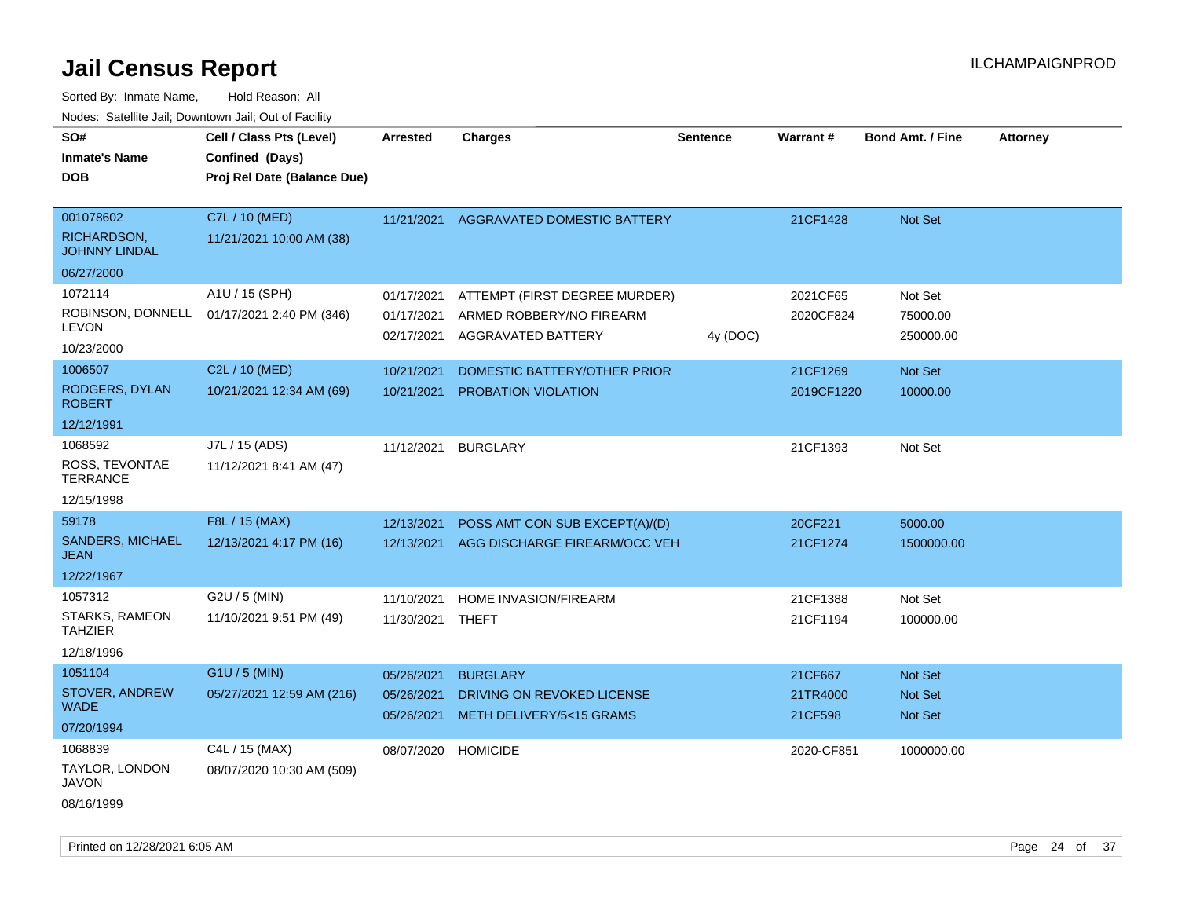# Jail Census Report

ILCHAMPAIGNPROD

Sorted By: Inmate Name, Hold Reason: All

Nodes: Satellite Jail; Downtown Jail; Out of Facility

| SO# / Inmate's Name / DOB | Cell / Class Pts (Level) / Confined (Days) / Proj Rel Date (Balance Due) | Arrested | Charges | Sentence | Warrant # | Bond Amt. / Fine | Attorney |
|---|---|---|---|---|---|---|---|
| 001078602<br>RICHARDSON, JOHNNY LINDAL<br>06/27/2000 | C7L / 10 (MED)<br>11/21/2021 10:00 AM (38) | 11/21/2021 | AGGRAVATED DOMESTIC BATTERY | | 21CF1428 | Not Set | |
| 1072114<br>ROBINSON, DONNELL LEVON<br>10/23/2000 | A1U / 15 (SPH)<br>01/17/2021 2:40 PM (346) | 01/17/2021 | ATTEMPT (FIRST DEGREE MURDER) | | 2021CF65 | Not Set | |
| | | 01/17/2021 | ARMED ROBBERY/NO FIREARM | | 2020CF824 | 75000.00 | |
| | | 02/17/2021 | AGGRAVATED BATTERY | 4y (DOC) | | 250000.00 | |
| 1006507<br>RODGERS, DYLAN ROBERT<br>12/12/1991 | C2L / 10 (MED)<br>10/21/2021 12:34 AM (69) | 10/21/2021 | DOMESTIC BATTERY/OTHER PRIOR | | 21CF1269 | Not Set | |
| | | 10/21/2021 | PROBATION VIOLATION | | 2019CF1220 | 10000.00 | |
| 1068592<br>ROSS, TEVONTAE TERRANCE<br>12/15/1998 | J7L / 15 (ADS)<br>11/12/2021 8:41 AM (47) | 11/12/2021 | BURGLARY | | 21CF1393 | Not Set | |
| 59178<br>SANDERS, MICHAEL JEAN<br>12/22/1967 | F8L / 15 (MAX)<br>12/13/2021 4:17 PM (16) | 12/13/2021 | POSS AMT CON SUB EXCEPT(A)/(D) | | 20CF221 | 5000.00 | |
| | | 12/13/2021 | AGG DISCHARGE FIREARM/OCC VEH | | 21CF1274 | 1500000.00 | |
| 1057312<br>STARKS, RAMEON TAHZIER<br>12/18/1996 | G2U / 5 (MIN)<br>11/10/2021 9:51 PM (49) | 11/10/2021 | HOME INVASION/FIREARM | | 21CF1388 | Not Set | |
| | | 11/30/2021 | THEFT | | 21CF1194 | 100000.00 | |
| 1051104<br>STOVER, ANDREW WADE<br>07/20/1994 | G1U / 5 (MIN)<br>05/27/2021 12:59 AM (216) | 05/26/2021 | BURGLARY | | 21CF667 | Not Set | |
| | | 05/26/2021 | DRIVING ON REVOKED LICENSE | | 21TR4000 | Not Set | |
| | | 05/26/2021 | METH DELIVERY/5<15 GRAMS | | 21CF598 | Not Set | |
| 1068839<br>TAYLOR, LONDON JAVON<br>08/16/1999 | C4L / 15 (MAX)<br>08/07/2020 10:30 AM (509) | 08/07/2020 | HOMICIDE | | 2020-CF851 | 1000000.00 | |

Printed on 12/28/2021 6:05 AM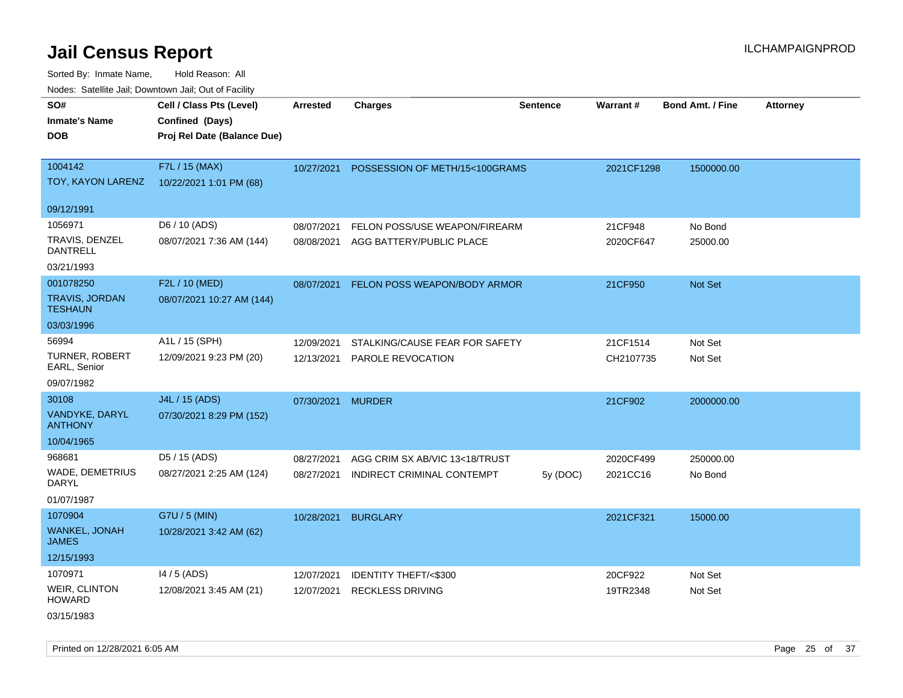# Jail Census Report

ILCHAMPAIGNPROD

Sorted By: Inmate Name, Hold Reason: All

Nodes: Satellite Jail; Downtown Jail; Out of Facility

| SO# / Inmate's Name / DOB | Cell / Class Pts (Level) / Confined (Days) / Proj Rel Date (Balance Due) | Arrested | Charges | Sentence | Warrant # | Bond Amt. / Fine | Attorney |
|---|---|---|---|---|---|---|---|
| 1004142<br>TOY, KAYON LARENZ<br>09/12/1991 | F7L / 15 (MAX)<br>10/22/2021 1:01 PM (68) | 10/27/2021 | POSSESSION OF METH/15<100GRAMS | | 2021CF1298 | 1500000.00 | |
| 1056971<br>TRAVIS, DENZEL DANTRELL<br>03/21/1993 | D6 / 10 (ADS)<br>08/07/2021 7:36 AM (144) | 08/07/2021 | FELON POSS/USE WEAPON/FIREARM | | 21CF948 | No Bond | |
| | | 08/08/2021 | AGG BATTERY/PUBLIC PLACE | | 2020CF647 | 25000.00 | |
| 001078250<br>TRAVIS, JORDAN TESHAUN<br>03/03/1996 | F2L / 10 (MED)<br>08/07/2021 10:27 AM (144) | 08/07/2021 | FELON POSS WEAPON/BODY ARMOR | | 21CF950 | Not Set | |
| 56994<br>TURNER, ROBERT EARL, Senior<br>09/07/1982 | A1L / 15 (SPH)<br>12/09/2021 9:23 PM (20) | 12/09/2021 | STALKING/CAUSE FEAR FOR SAFETY | | 21CF1514 | Not Set | |
| | | 12/13/2021 | PAROLE REVOCATION | | CH2107735 | Not Set | |
| 30108<br>VANDYKE, DARYL ANTHONY<br>10/04/1965 | J4L / 15 (ADS)<br>07/30/2021 8:29 PM (152) | 07/30/2021 | MURDER | | 21CF902 | 2000000.00 | |
| 968681<br>WADE, DEMETRIUS DARYL<br>01/07/1987 | D5 / 15 (ADS)<br>08/27/2021 2:25 AM (124) | 08/27/2021 | AGG CRIM SX AB/VIC 13<18/TRUST | | 2020CF499 | 250000.00 | |
| | | 08/27/2021 | INDIRECT CRIMINAL CONTEMPT | 5y (DOC) | 2021CC16 | No Bond | |
| 1070904<br>WANKEL, JONAH JAMES<br>12/15/1993 | G7U / 5 (MIN)<br>10/28/2021 3:42 AM (62) | 10/28/2021 | BURGLARY | | 2021CF321 | 15000.00 | |
| 1070971<br>WEIR, CLINTON HOWARD<br>03/15/1983 | I4 / 5 (ADS)<br>12/08/2021 3:45 AM (21) | 12/07/2021 | IDENTITY THEFT/<$300 | | 20CF922 | Not Set | |
| | | 12/07/2021 | RECKLESS DRIVING | | 19TR2348 | Not Set | |

Printed on 12/28/2021 6:05 AM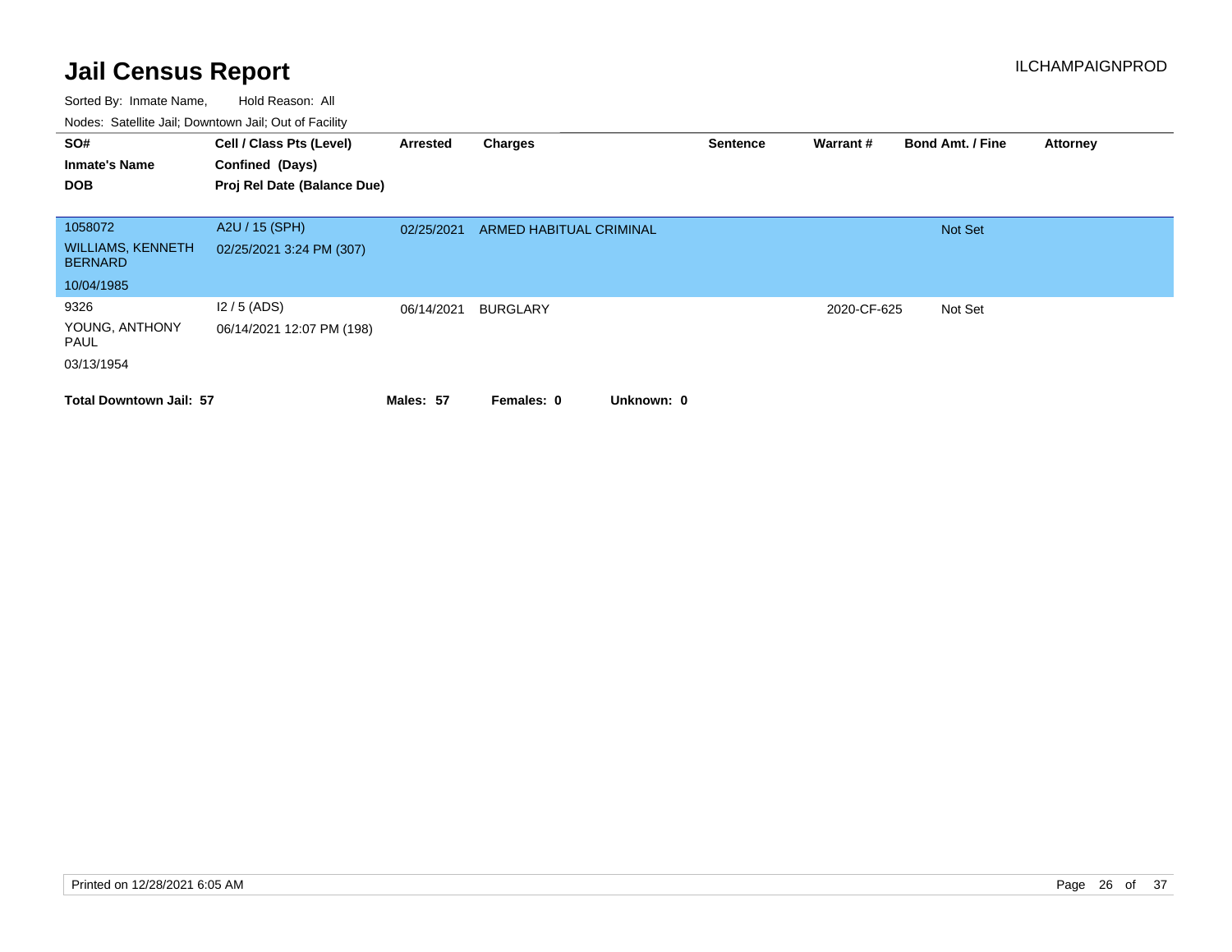# Jail Census Report

ILCHAMPAIGNPROD

Sorted By: Inmate Name, Hold Reason: All

Nodes: Satellite Jail; Downtown Jail; Out of Facility

| SO# / Inmate's Name / DOB | Cell / Class Pts (Level) / Confined (Days) / Proj Rel Date (Balance Due) | Arrested | Charges | Sentence | Warrant # | Bond Amt. / Fine | Attorney |
|---|---|---|---|---|---|---|---|
| 1058072<br>WILLIAMS, KENNETH BERNARD<br>10/04/1985 | A2U / 15 (SPH)<br>02/25/2021 3:24 PM (307) | 02/25/2021 | ARMED HABITUAL CRIMINAL | | | Not Set | |
| 9326<br>YOUNG, ANTHONY PAUL<br>03/13/1954 | I2 / 5 (ADS)<br>06/14/2021 12:07 PM (198) | 06/14/2021 | BURGLARY | | 2020-CF-625 | Not Set | |

**Total Downtown Jail: 57** **Males: 57** **Females: 0** **Unknown: 0**

Printed on 12/28/2021 6:05 AM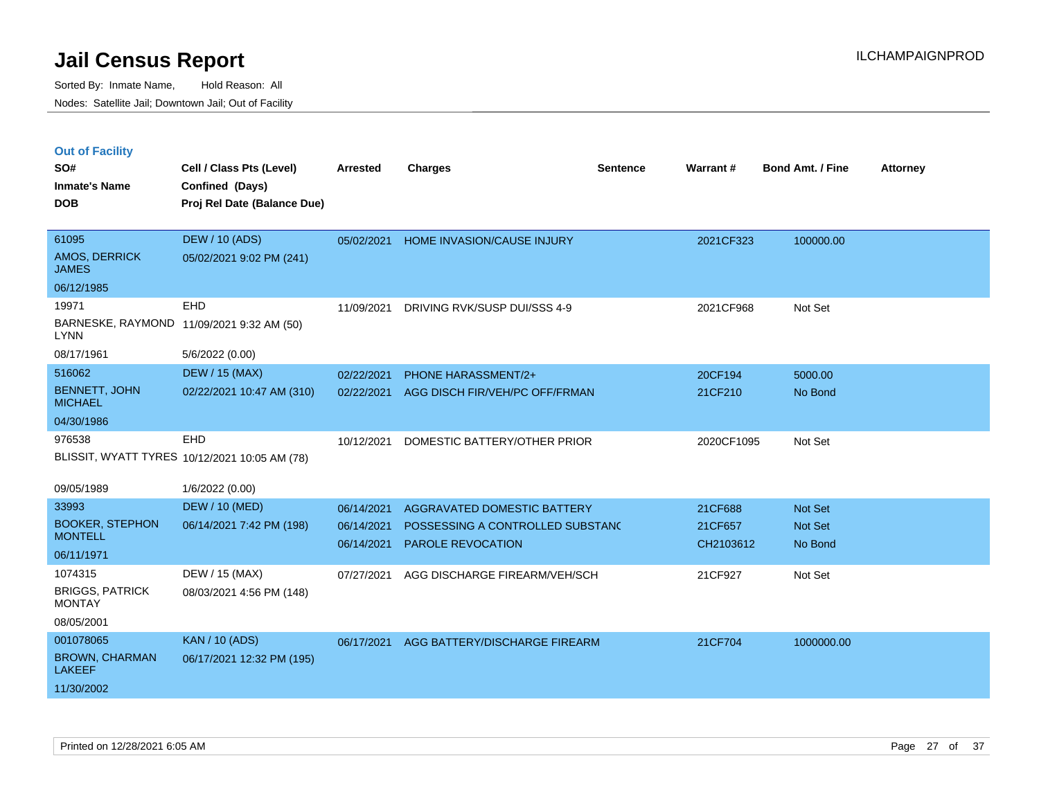# Jail Census Report

Sorted By: Inmate Name, Hold Reason: All
Nodes: Satellite Jail; Downtown Jail; Out of Facility

ILCHAMPAIGNPROD

## Out of Facility

| SO# / Inmate's Name / DOB | Cell / Class Pts (Level) / Confined (Days) / Proj Rel Date (Balance Due) | Arrested | Charges | Sentence | Warrant # | Bond Amt. / Fine | Attorney |
|---|---|---|---|---|---|---|---|
| 61095<br>AMOS, DERRICK JAMES<br>06/12/1985 | DEW / 10 (ADS)<br>05/02/2021 9:02 PM (241) | 05/02/2021 | HOME INVASION/CAUSE INJURY | | 2021CF323 | 100000.00 | |
| 19971<br>BARNESKE, RAYMOND LYNN<br>08/17/1961 | EHD<br>11/09/2021 9:32 AM (50)<br>5/6/2022 (0.00) | 11/09/2021 | DRIVING RVK/SUSP DUI/SSS 4-9 | | 2021CF968 | Not Set | |
| 516062<br>BENNETT, JOHN MICHAEL<br>04/30/1986 | DEW / 15 (MAX)<br>02/22/2021 10:47 AM (310) | 02/22/2021<br>02/22/2021 | PHONE HARASSMENT/2+<br>AGG DISCH FIR/VEH/PC OFF/FRMAN | | 20CF194<br>21CF210 | 5000.00<br>No Bond | |
| 976538<br>BLISSIT, WYATT TYRES<br>09/05/1989 | EHD<br>10/12/2021 10:05 AM (78)<br>1/6/2022 (0.00) | 10/12/2021 | DOMESTIC BATTERY/OTHER PRIOR | | 2020CF1095 | Not Set | |
| 33993<br>BOOKER, STEPHON MONTELL<br>06/11/1971 | DEW / 10 (MED)<br>06/14/2021 7:42 PM (198) | 06/14/2021<br>06/14/2021<br>06/14/2021 | AGGRAVATED DOMESTIC BATTERY<br>POSSESSING A CONTROLLED SUBSTANC<br>PAROLE REVOCATION | | 21CF688<br>21CF657<br>CH2103612 | Not Set<br>Not Set<br>No Bond | |
| 1074315<br>BRIGGS, PATRICK MONTAY<br>08/05/2001 | DEW / 15 (MAX)<br>08/03/2021 4:56 PM (148) | 07/27/2021 | AGG DISCHARGE FIREARM/VEH/SCH | | 21CF927 | Not Set | |
| 001078065<br>BROWN, CHARMAN LAKEEF<br>11/30/2002 | KAN / 10 (ADS)<br>06/17/2021 12:32 PM (195) | 06/17/2021 | AGG BATTERY/DISCHARGE FIREARM | | 21CF704 | 1000000.00 | |

Printed on 12/28/2021 6:05 AM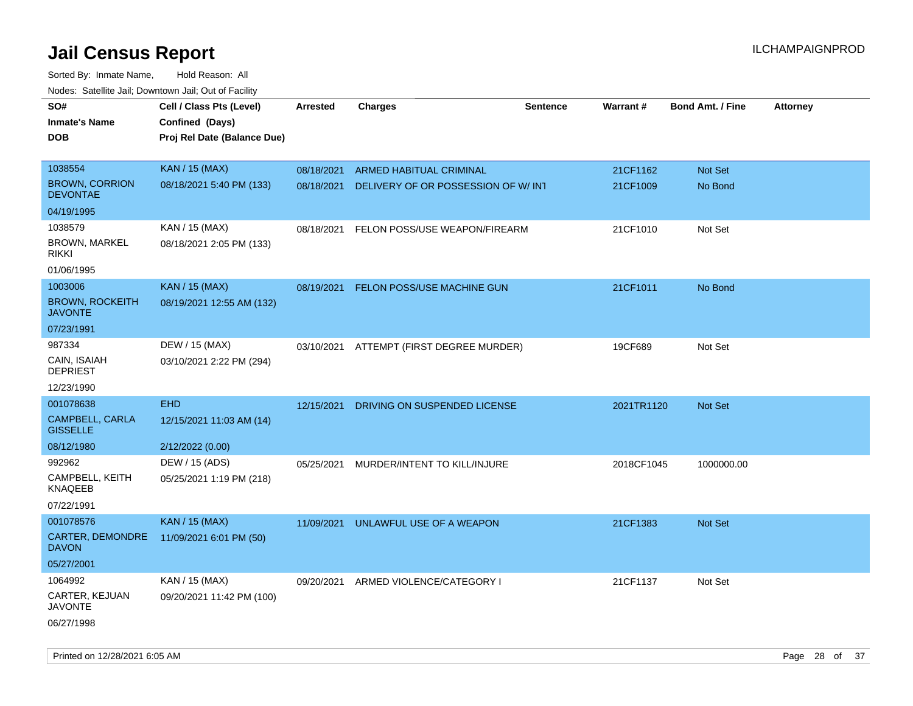# Jail Census Report

ILCHAMPAIGNPROD

Sorted By: Inmate Name, Hold Reason: All

Nodes: Satellite Jail; Downtown Jail; Out of Facility

| SO# / Inmate's Name / DOB | Cell / Class Pts (Level) / Confined (Days) / Proj Rel Date (Balance Due) | Arrested | Charges | Sentence | Warrant # | Bond Amt. / Fine | Attorney |
|---|---|---|---|---|---|---|---|
| 1038554<br>BROWN, CORRION DEVONTAE<br>04/19/1995 | KAN / 15 (MAX)<br>08/18/2021 5:40 PM (133) | 08/18/2021 | ARMED HABITUAL CRIMINAL | | 21CF1162 | Not Set | |
| | | 08/18/2021 | DELIVERY OF OR POSSESSION OF W/ INT | | 21CF1009 | No Bond | |
| 1038579<br>BROWN, MARKEL RIKKI<br>01/06/1995 | KAN / 15 (MAX)<br>08/18/2021 2:05 PM (133) | 08/18/2021 | FELON POSS/USE WEAPON/FIREARM | | 21CF1010 | Not Set | |
| 1003006<br>BROWN, ROCKEITH JAVONTE<br>07/23/1991 | KAN / 15 (MAX)<br>08/19/2021 12:55 AM (132) | 08/19/2021 | FELON POSS/USE MACHINE GUN | | 21CF1011 | No Bond | |
| 987334<br>CAIN, ISAIAH DEPRIEST<br>12/23/1990 | DEW / 15 (MAX)<br>03/10/2021 2:22 PM (294) | 03/10/2021 | ATTEMPT (FIRST DEGREE MURDER) | | 19CF689 | Not Set | |
| 001078638<br>CAMPBELL, CARLA GISSELLE<br>08/12/1980 | EHD<br>12/15/2021 11:03 AM (14)<br>2/12/2022 (0.00) | 12/15/2021 | DRIVING ON SUSPENDED LICENSE | | 2021TR1120 | Not Set | |
| 992962<br>CAMPBELL, KEITH KNAQEEB<br>07/22/1991 | DEW / 15 (ADS)<br>05/25/2021 1:19 PM (218) | 05/25/2021 | MURDER/INTENT TO KILL/INJURE | | 2018CF1045 | 1000000.00 | |
| 001078576<br>CARTER, DEMONDRE DAVON<br>05/27/2001 | KAN / 15 (MAX)<br>11/09/2021 6:01 PM (50) | 11/09/2021 | UNLAWFUL USE OF A WEAPON | | 21CF1383 | Not Set | |
| 1064992<br>CARTER, KEJUAN JAVONTE<br>06/27/1998 | KAN / 15 (MAX)<br>09/20/2021 11:42 PM (100) | 09/20/2021 | ARMED VIOLENCE/CATEGORY I | | 21CF1137 | Not Set | |

Printed on 12/28/2021 6:05 AM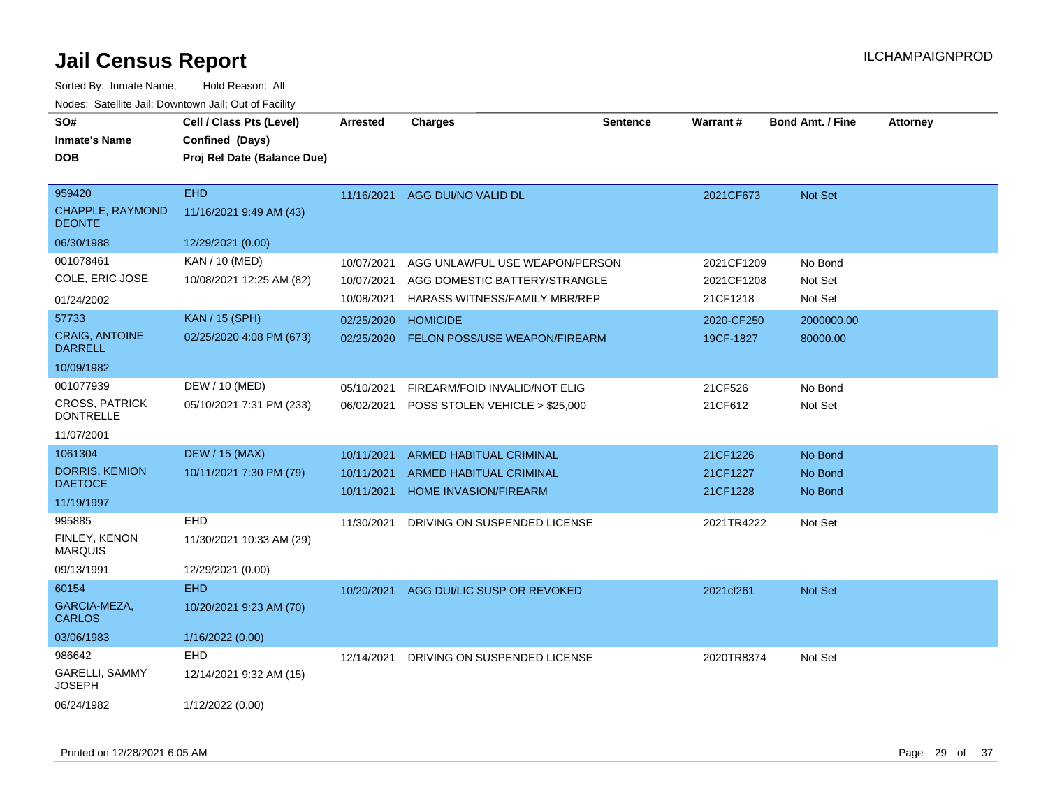# Jail Census Report

ILCHAMPAIGNPROD

Sorted By: Inmate Name, Hold Reason: All

Nodes: Satellite Jail; Downtown Jail; Out of Facility

| SO# / Inmate's Name / DOB | Cell / Class Pts (Level) / Confined (Days) / Proj Rel Date (Balance Due) | Arrested | Charges | Sentence | Warrant # | Bond Amt. / Fine | Attorney |
|---|---|---|---|---|---|---|---|
| 959420<br>CHAPPLE, RAYMOND DEONTE<br>06/30/1988 | EHD<br>11/16/2021 9:49 AM (43)<br>12/29/2021 (0.00) | 11/16/2021 | AGG DUI/NO VALID DL | | 2021CF673 | Not Set | |
| 001078461<br>COLE, ERIC JOSE<br>01/24/2002 | KAN / 10 (MED)<br>10/08/2021 12:25 AM (82) | 10/07/2021<br>10/07/2021<br>10/08/2021 | AGG UNLAWFUL USE WEAPON/PERSON<br>AGG DOMESTIC BATTERY/STRANGLE<br>HARASS WITNESS/FAMILY MBR/REP | | 2021CF1209<br>2021CF1208<br>21CF1218 | No Bond<br>Not Set<br>Not Set | |
| 57733<br>CRAIG, ANTOINE DARRELL<br>10/09/1982 | KAN / 15 (SPH)<br>02/25/2020 4:08 PM (673) | 02/25/2020<br>02/25/2020 | HOMICIDE<br>FELON POSS/USE WEAPON/FIREARM | | 2020-CF250<br>19CF-1827 | 2000000.00<br>80000.00 | |
| 001077939<br>CROSS, PATRICK DONTRELLE<br>11/07/2001 | DEW / 10 (MED)<br>05/10/2021 7:31 PM (233) | 05/10/2021<br>06/02/2021 | FIREARM/FOID INVALID/NOT ELIG<br>POSS STOLEN VEHICLE > $25,000 | | 21CF526<br>21CF612 | No Bond<br>Not Set | |
| 1061304<br>DORRIS, KEMION DAETOCE<br>11/19/1997 | DEW / 15 (MAX)<br>10/11/2021 7:30 PM (79) | 10/11/2021<br>10/11/2021<br>10/11/2021 | ARMED HABITUAL CRIMINAL<br>ARMED HABITUAL CRIMINAL<br>HOME INVASION/FIREARM | | 21CF1226<br>21CF1227<br>21CF1228 | No Bond<br>No Bond<br>No Bond | |
| 995885<br>FINLEY, KENON MARQUIS<br>09/13/1991 | EHD<br>11/30/2021 10:33 AM (29)<br>12/29/2021 (0.00) | 11/30/2021 | DRIVING ON SUSPENDED LICENSE | | 2021TR4222 | Not Set | |
| 60154<br>GARCIA-MEZA, CARLOS<br>03/06/1983 | EHD<br>10/20/2021 9:23 AM (70)<br>1/16/2022 (0.00) | 10/20/2021 | AGG DUI/LIC SUSP OR REVOKED | | 2021cf261 | Not Set | |
| 986642<br>GARELLI, SAMMY JOSEPH<br>06/24/1982 | EHD<br>12/14/2021 9:32 AM (15)<br>1/12/2022 (0.00) | 12/14/2021 | DRIVING ON SUSPENDED LICENSE | | 2020TR8374 | Not Set | |

Printed on 12/28/2021 6:05 AM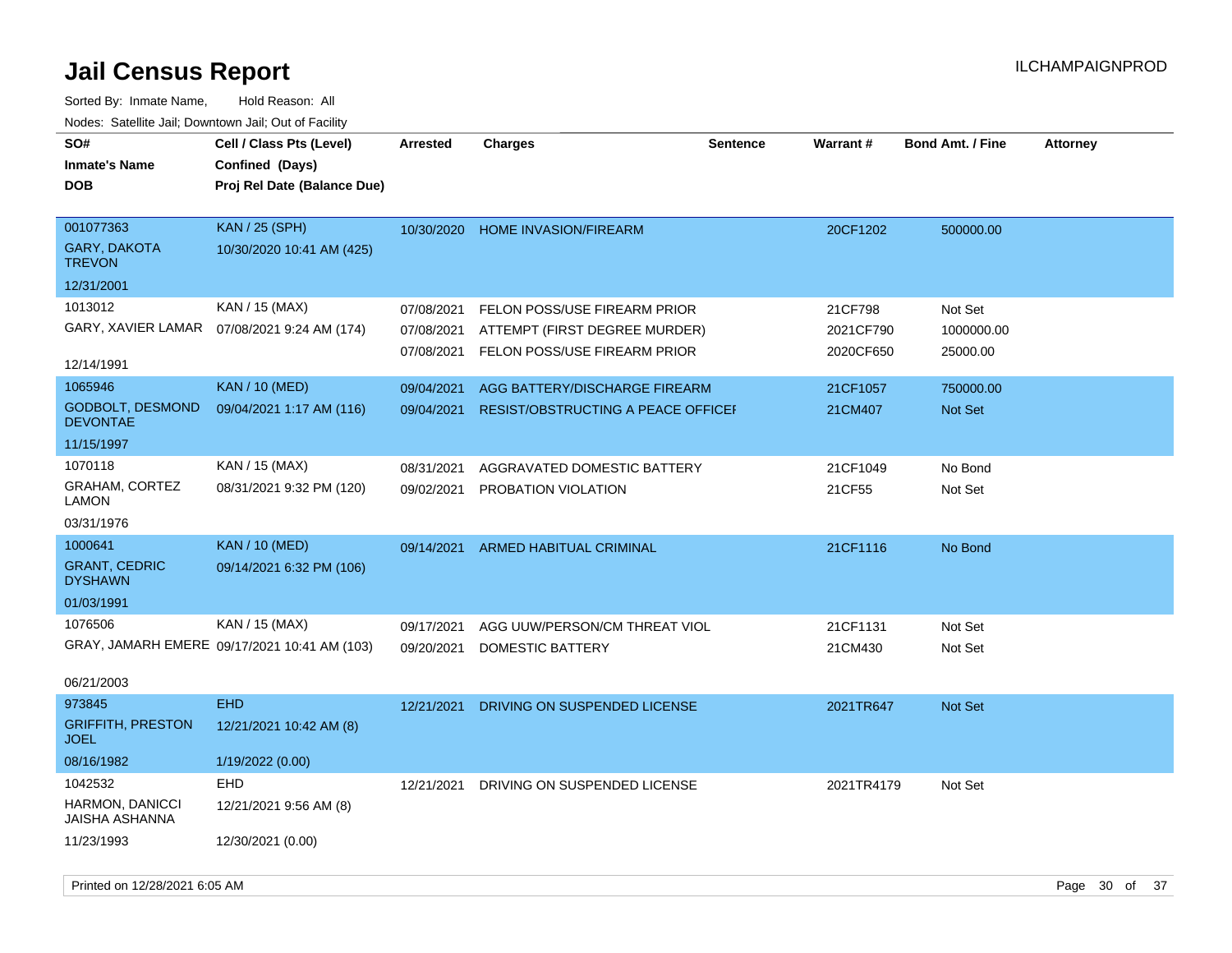# Jail Census Report

ILCHAMPAIGNPROD

Sorted By: Inmate Name, Hold Reason: All

Nodes: Satellite Jail; Downtown Jail; Out of Facility

| SO# / Inmate's Name / DOB | Cell / Class Pts (Level) / Confined (Days) / Proj Rel Date (Balance Due) | Arrested | Charges | Sentence | Warrant # | Bond Amt. / Fine | Attorney |
|---|---|---|---|---|---|---|---|
| 001077363<br>GARY, DAKOTA TREVON<br>12/31/2001 | KAN / 25 (SPH)<br>10/30/2020 10:41 AM (425) | 10/30/2020 | HOME INVASION/FIREARM | | 20CF1202 | 500000.00 | |
| 1013012<br>GARY, XAVIER LAMAR<br>12/14/1991 | KAN / 15 (MAX)<br>07/08/2021 9:24 AM (174) | 07/08/2021<br>07/08/2021<br>07/08/2021 | FELON POSS/USE FIREARM PRIOR<br>ATTEMPT (FIRST DEGREE MURDER)<br>FELON POSS/USE FIREARM PRIOR | | 21CF798<br>2021CF790<br>2020CF650 | Not Set<br>1000000.00<br>25000.00 | |
| 1065946<br>GODBOLT, DESMOND DEVONTAE<br>11/15/1997 | KAN / 10 (MED)<br>09/04/2021 1:17 AM (116) | 09/04/2021<br>09/04/2021 | AGG BATTERY/DISCHARGE FIREARM<br>RESIST/OBSTRUCTING A PEACE OFFICEI | | 21CF1057<br>21CM407 | 750000.00<br>Not Set | |
| 1070118<br>GRAHAM, CORTEZ LAMON<br>03/31/1976 | KAN / 15 (MAX)<br>08/31/2021 9:32 PM (120) | 08/31/2021<br>09/02/2021 | AGGRAVATED DOMESTIC BATTERY<br>PROBATION VIOLATION | | 21CF1049<br>21CF55 | No Bond<br>Not Set | |
| 1000641<br>GRANT, CEDRIC DYSHAWN<br>01/03/1991 | KAN / 10 (MED)<br>09/14/2021 6:32 PM (106) | 09/14/2021 | ARMED HABITUAL CRIMINAL | | 21CF1116 | No Bond | |
| 1076506<br>GRAY, JAMARH EMERE<br>06/21/2003 | KAN / 15 (MAX)<br>09/17/2021 10:41 AM (103) | 09/17/2021<br>09/20/2021 | AGG UUW/PERSON/CM THREAT VIOL<br>DOMESTIC BATTERY | | 21CF1131<br>21CM430 | Not Set<br>Not Set | |
| 973845<br>GRIFFITH, PRESTON JOEL<br>08/16/1982 | EHD<br>12/21/2021 10:42 AM (8)<br>1/19/2022 (0.00) | 12/21/2021 | DRIVING ON SUSPENDED LICENSE | | 2021TR647 | Not Set | |
| 1042532<br>HARMON, DANICCI JAISHA ASHANNA<br>11/23/1993 | EHD<br>12/21/2021 9:56 AM (8)<br>12/30/2021 (0.00) | 12/21/2021 | DRIVING ON SUSPENDED LICENSE | | 2021TR4179 | Not Set | |

Printed on 12/28/2021 6:05 AM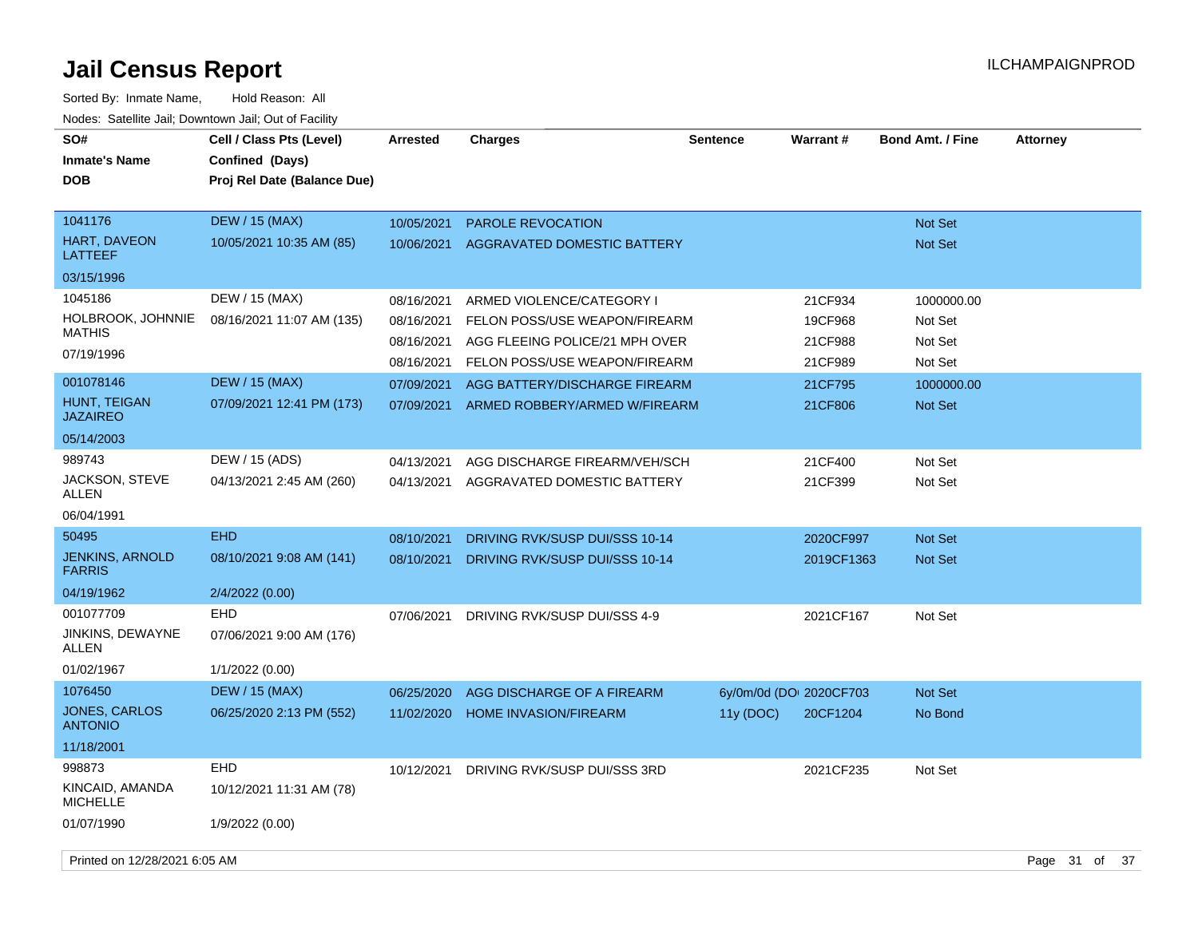# Jail Census Report

ILCHAMPAIGNPROD

Sorted By: Inmate Name, Hold Reason: All

Nodes: Satellite Jail; Downtown Jail; Out of Facility

| SO# / Inmate's Name / DOB | Cell / Class Pts (Level) / Confined (Days) / Proj Rel Date (Balance Due) | Arrested | Charges | Sentence | Warrant # | Bond Amt. / Fine | Attorney |
|---|---|---|---|---|---|---|---|
| 1041176 | DEW / 15 (MAX) | 10/05/2021 | PAROLE REVOCATION | | | Not Set | |
| HART, DAVEON LATTEEF | 10/05/2021 10:35 AM (85) | 10/06/2021 | AGGRAVATED DOMESTIC BATTERY | | | Not Set | |
| 03/15/1996 | | | | | | | |
| 1045186 | DEW / 15 (MAX) | 08/16/2021 | ARMED VIOLENCE/CATEGORY I | | 21CF934 | 1000000.00 | |
| HOLBROOK, JOHNNIE MATHIS | 08/16/2021 11:07 AM (135) | 08/16/2021 | FELON POSS/USE WEAPON/FIREARM | | 19CF968 | Not Set | |
| 07/19/1996 | | 08/16/2021 | AGG FLEEING POLICE/21 MPH OVER | | 21CF988 | Not Set | |
| | | 08/16/2021 | FELON POSS/USE WEAPON/FIREARM | | 21CF989 | Not Set | |
| 001078146 | DEW / 15 (MAX) | 07/09/2021 | AGG BATTERY/DISCHARGE FIREARM | | 21CF795 | 1000000.00 | |
| HUNT, TEIGAN JAZAIREO | 07/09/2021 12:41 PM (173) | 07/09/2021 | ARMED ROBBERY/ARMED W/FIREARM | | 21CF806 | Not Set | |
| 05/14/2003 | | | | | | | |
| 989743 | DEW / 15 (ADS) | 04/13/2021 | AGG DISCHARGE FIREARM/VEH/SCH | | 21CF400 | Not Set | |
| JACKSON, STEVE ALLEN | 04/13/2021 2:45 AM (260) | 04/13/2021 | AGGRAVATED DOMESTIC BATTERY | | 21CF399 | Not Set | |
| 06/04/1991 | | | | | | | |
| 50495 | EHD | 08/10/2021 | DRIVING RVK/SUSP DUI/SSS 10-14 | | 2020CF997 | Not Set | |
| JENKINS, ARNOLD FARRIS | 08/10/2021 9:08 AM (141) | 08/10/2021 | DRIVING RVK/SUSP DUI/SSS 10-14 | | 2019CF1363 | Not Set | |
| 04/19/1962 | 2/4/2022 (0.00) | | | | | | |
| 001077709 | EHD | 07/06/2021 | DRIVING RVK/SUSP DUI/SSS 4-9 | | 2021CF167 | Not Set | |
| JINKINS, DEWAYNE ALLEN | 07/06/2021 9:00 AM (176) | | | | | | |
| 01/02/1967 | 1/1/2022 (0.00) | | | | | | |
| 1076450 | DEW / 15 (MAX) | 06/25/2020 | AGG DISCHARGE OF A FIREARM | 6y/0m/0d (DOC) | 2020CF703 | Not Set | |
| JONES, CARLOS ANTONIO | 06/25/2020 2:13 PM (552) | 11/02/2020 | HOME INVASION/FIREARM | 11y (DOC) | 20CF1204 | No Bond | |
| 11/18/2001 | | | | | | | |
| 998873 | EHD | 10/12/2021 | DRIVING RVK/SUSP DUI/SSS 3RD | | 2021CF235 | Not Set | |
| KINCAID, AMANDA MICHELLE | 10/12/2021 11:31 AM (78) | | | | | | |
| 01/07/1990 | 1/9/2022 (0.00) | | | | | | |

Printed on 12/28/2021 6:05 AM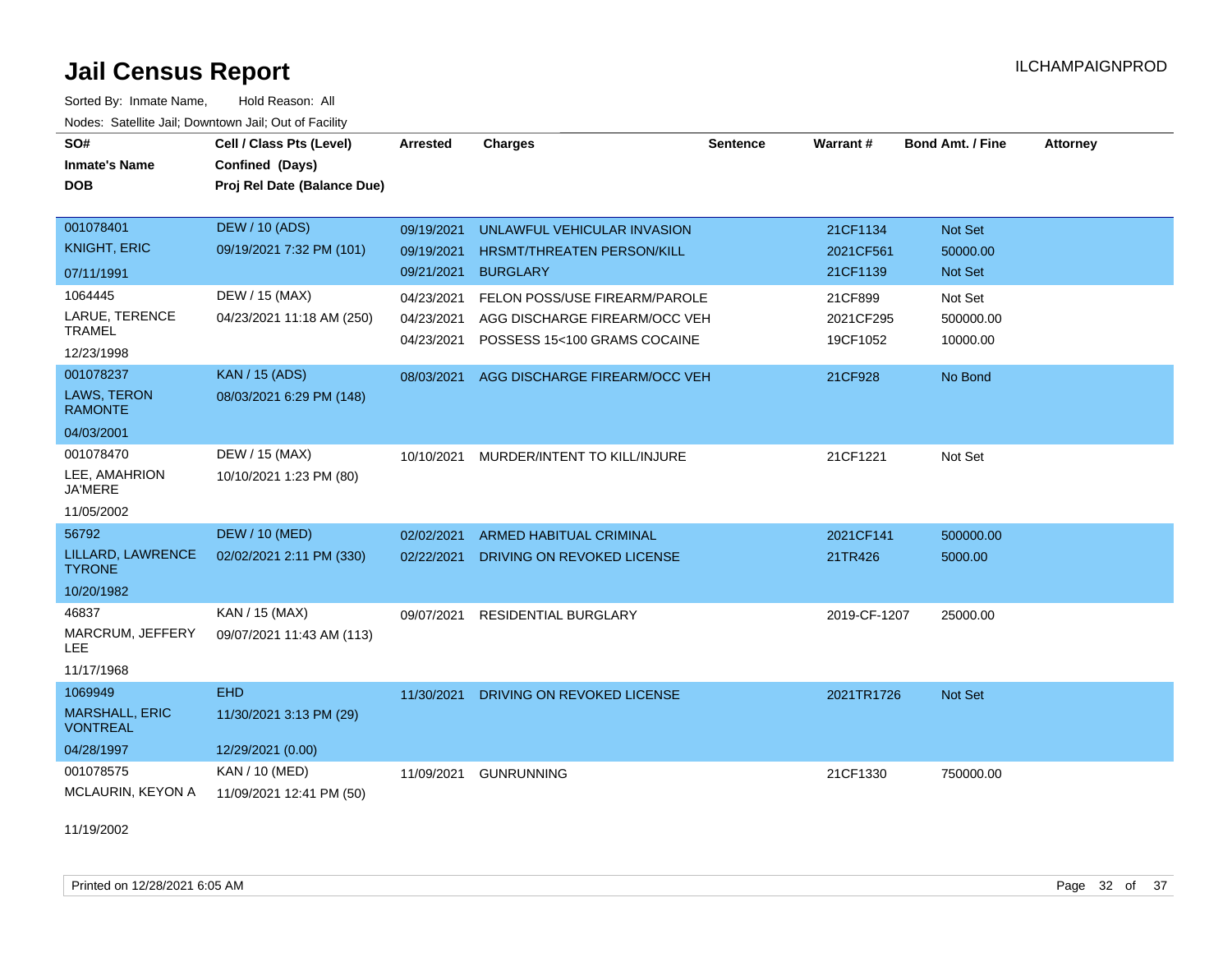# Jail Census Report

ILCHAMPAIGNPROD

Sorted By: Inmate Name, Hold Reason: All

Nodes: Satellite Jail; Downtown Jail; Out of Facility

| SO#<br>Inmate's Name<br>DOB | Cell / Class Pts (Level)<br>Confined (Days)<br>Proj Rel Date (Balance Due) | Arrested | Charges | Sentence | Warrant # | Bond Amt. / Fine | Attorney |
|---|---|---|---|---|---|---|---|
| 001078401<br>KNIGHT, ERIC<br>07/11/1991 | DEW / 10 (ADS)<br>09/19/2021 7:32 PM (101) | 09/19/2021<br>09/19/2021<br>09/21/2021 | UNLAWFUL VEHICULAR INVASION<br>HRSMT/THREATEN PERSON/KILL<br>BURGLARY | | 21CF1134<br>2021CF561<br>21CF1139 | Not Set<br>50000.00<br>Not Set | |
| 1064445<br>LARUE, TERENCE TRAMEL<br>12/23/1998 | DEW / 15 (MAX)<br>04/23/2021 11:18 AM (250) | 04/23/2021<br>04/23/2021<br>04/23/2021 | FELON POSS/USE FIREARM/PAROLE<br>AGG DISCHARGE FIREARM/OCC VEH<br>POSSESS 15<100 GRAMS COCAINE | | 21CF899<br>2021CF295<br>19CF1052 | Not Set<br>500000.00<br>10000.00 | |
| 001078237<br>LAWS, TERON RAMONTE<br>04/03/2001 | KAN / 15 (ADS)<br>08/03/2021 6:29 PM (148) | 08/03/2021 | AGG DISCHARGE FIREARM/OCC VEH | | 21CF928 | No Bond | |
| 001078470<br>LEE, AMAHRION JA'MERE<br>11/05/2002 | DEW / 15 (MAX)<br>10/10/2021 1:23 PM (80) | 10/10/2021 | MURDER/INTENT TO KILL/INJURE | | 21CF1221 | Not Set | |
| 56792<br>LILLARD, LAWRENCE TYRONE<br>10/20/1982 | DEW / 10 (MED)<br>02/02/2021 2:11 PM (330) | 02/02/2021<br>02/22/2021 | ARMED HABITUAL CRIMINAL<br>DRIVING ON REVOKED LICENSE | | 2021CF141<br>21TR426 | 500000.00<br>5000.00 | |
| 46837<br>MARCRUM, JEFFERY LEE<br>11/17/1968 | KAN / 15 (MAX)<br>09/07/2021 11:43 AM (113) | 09/07/2021 | RESIDENTIAL BURGLARY | | 2019-CF-1207 | 25000.00 | |
| 1069949<br>MARSHALL, ERIC VONTREAL<br>04/28/1997 | EHD<br>11/30/2021 3:13 PM (29)<br>12/29/2021 (0.00) | 11/30/2021 | DRIVING ON REVOKED LICENSE | | 2021TR1726 | Not Set | |
| 001078575<br>MCLAURIN, KEYON A<br>11/19/2002 | KAN / 10 (MED)<br>11/09/2021 12:41 PM (50) | 11/09/2021 | GUNRUNNING | | 21CF1330 | 750000.00 | |

Printed on 12/28/2021 6:05 AM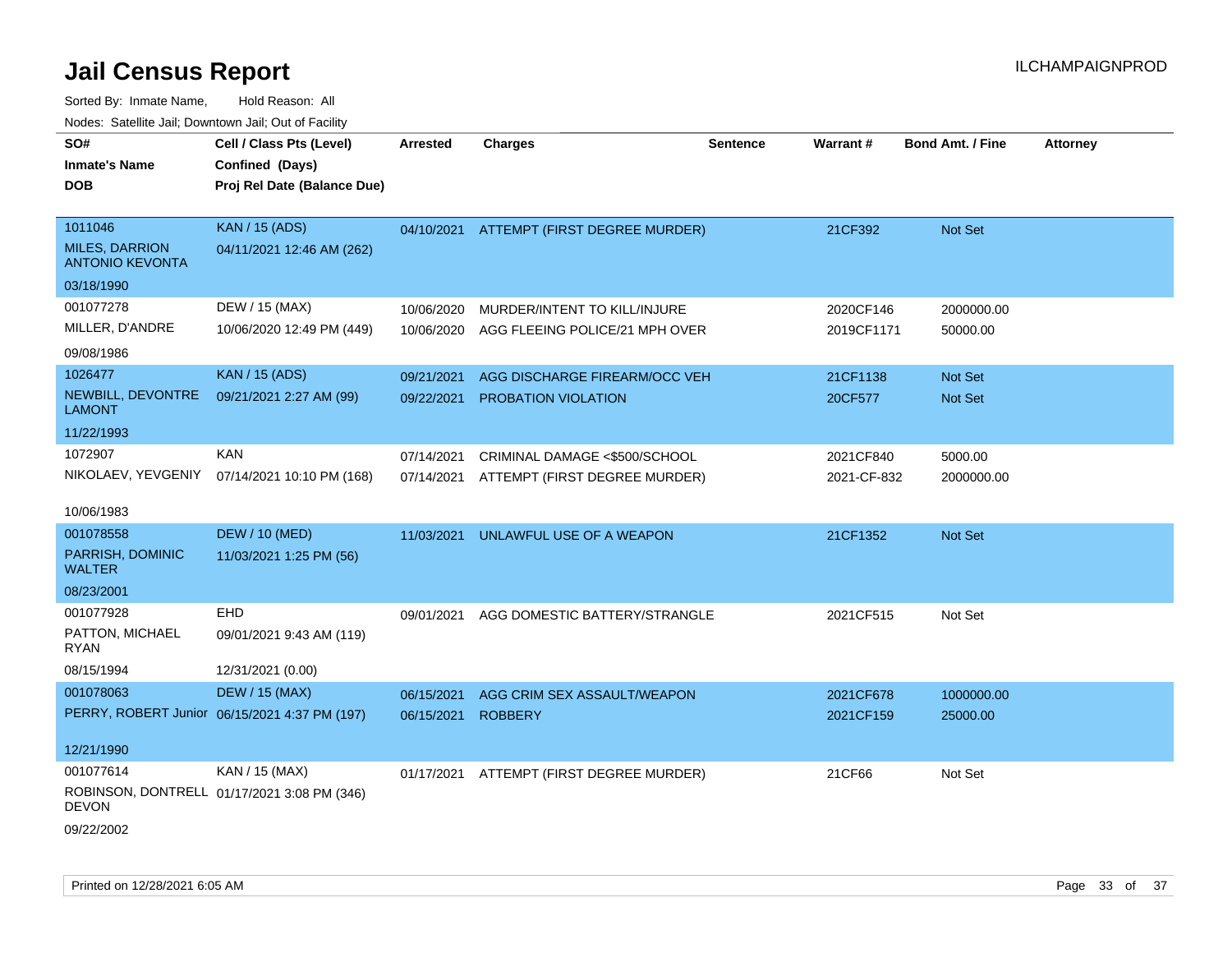# Jail Census Report

ILCHAMPAIGNPROD

Sorted By: Inmate Name, Hold Reason: All

Nodes: Satellite Jail; Downtown Jail; Out of Facility

| SO# / Inmate's Name / DOB | Cell / Class Pts (Level) / Confined (Days) / Proj Rel Date (Balance Due) | Arrested | Charges | Sentence | Warrant # | Bond Amt. / Fine | Attorney |
|---|---|---|---|---|---|---|---|
| 1011046 MILES, DARRION ANTONIO KEVONTA 03/18/1990 | KAN / 15 (ADS) 04/11/2021 12:46 AM (262) | 04/10/2021 | ATTEMPT (FIRST DEGREE MURDER) | | 21CF392 | Not Set | |
| 001077278 MILLER, D'ANDRE 09/08/1986 | DEW / 15 (MAX) 10/06/2020 12:49 PM (449) | 10/06/2020 | MURDER/INTENT TO KILL/INJURE | | 2020CF146 | 2000000.00 | |
| | | 10/06/2020 | AGG FLEEING POLICE/21 MPH OVER | | 2019CF1171 | 50000.00 | |
| 1026477 NEWBILL, DEVONTRE LAMONT 11/22/1993 | KAN / 15 (ADS) 09/21/2021 2:27 AM (99) | 09/21/2021 | AGG DISCHARGE FIREARM/OCC VEH | | 21CF1138 | Not Set | |
| | | 09/22/2021 | PROBATION VIOLATION | | 20CF577 | Not Set | |
| 1072907 NIKOLAEV, YEVGENIY 10/06/1983 | KAN 07/14/2021 10:10 PM (168) | 07/14/2021 | CRIMINAL DAMAGE <$500/SCHOOL | | 2021CF840 | 5000.00 | |
| | | 07/14/2021 | ATTEMPT (FIRST DEGREE MURDER) | | 2021-CF-832 | 2000000.00 | |
| 001078558 PARRISH, DOMINIC WALTER 08/23/2001 | DEW / 10 (MED) 11/03/2021 1:25 PM (56) | 11/03/2021 | UNLAWFUL USE OF A WEAPON | | 21CF1352 | Not Set | |
| 001077928 PATTON, MICHAEL RYAN 08/15/1994 | EHD 09/01/2021 9:43 AM (119) 12/31/2021 (0.00) | 09/01/2021 | AGG DOMESTIC BATTERY/STRANGLE | | 2021CF515 | Not Set | |
| 001078063 PERRY, ROBERT Junior 12/21/1990 | DEW / 15 (MAX) 06/15/2021 4:37 PM (197) | 06/15/2021 | AGG CRIM SEX ASSAULT/WEAPON | | 2021CF678 | 1000000.00 | |
| | | 06/15/2021 | ROBBERY | | 2021CF159 | 25000.00 | |
| 001077614 ROBINSON, DONTRELL DEVON 09/22/2002 | KAN / 15 (MAX) 01/17/2021 3:08 PM (346) | 01/17/2021 | ATTEMPT (FIRST DEGREE MURDER) | | 21CF66 | Not Set | |

Printed on 12/28/2021 6:05 AM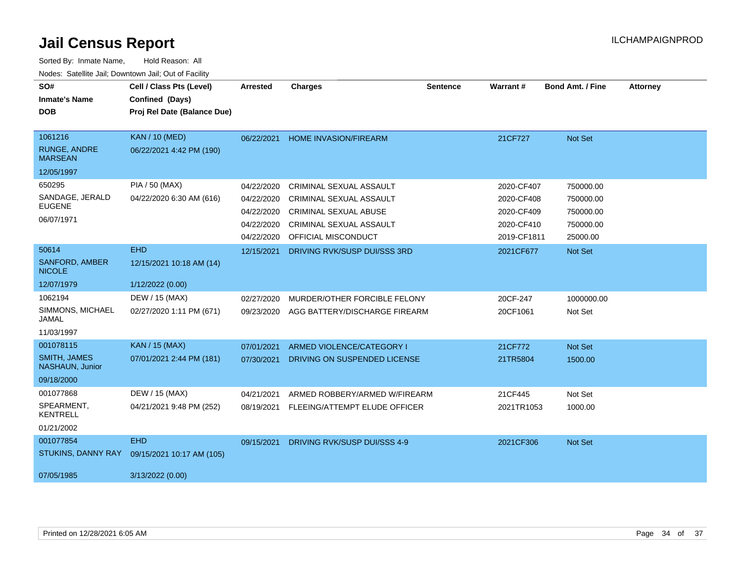# Jail Census Report

ILCHAMPAIGNPROD

Sorted By: Inmate Name, Hold Reason: All

Nodes: Satellite Jail; Downtown Jail; Out of Facility

| SO# / Inmate's Name / DOB | Cell / Class Pts (Level) / Confined (Days) / Proj Rel Date (Balance Due) | Arrested | Charges | Sentence | Warrant # | Bond Amt. / Fine | Attorney |
|---|---|---|---|---|---|---|---|
| 1061216<br>RUNGE, ANDRE MARSEAN<br>12/05/1997 | KAN / 10 (MED)<br>06/22/2021 4:42 PM (190) | 06/22/2021 | HOME INVASION/FIREARM | | 21CF727 | Not Set | |
| 650295<br>SANDAGE, JERALD EUGENE<br>06/07/1971 | PIA / 50 (MAX)<br>04/22/2020 6:30 AM (616) | 04/22/2020 | CRIMINAL SEXUAL ASSAULT | | 2020-CF407 | 750000.00 | |
| | | 04/22/2020 | CRIMINAL SEXUAL ASSAULT | | 2020-CF408 | 750000.00 | |
| | | 04/22/2020 | CRIMINAL SEXUAL ABUSE | | 2020-CF409 | 750000.00 | |
| | | 04/22/2020 | CRIMINAL SEXUAL ASSAULT | | 2020-CF410 | 750000.00 | |
| | | 04/22/2020 | OFFICIAL MISCONDUCT | | 2019-CF1811 | 25000.00 | |
| 50614<br>SANFORD, AMBER NICOLE<br>12/07/1979 | EHD<br>12/15/2021 10:18 AM (14)<br>1/12/2022 (0.00) | 12/15/2021 | DRIVING RVK/SUSP DUI/SSS 3RD | | 2021CF677 | Not Set | |
| 1062194<br>SIMMONS, MICHAEL JAMAL<br>11/03/1997 | DEW / 15 (MAX)<br>02/27/2020 1:11 PM (671) | 02/27/2020 | MURDER/OTHER FORCIBLE FELONY | | 20CF-247 | 1000000.00 | |
| | | 09/23/2020 | AGG BATTERY/DISCHARGE FIREARM | | 20CF1061 | Not Set | |
| 001078115<br>SMITH, JAMES NASHAUN, Junior<br>09/18/2000 | KAN / 15 (MAX)<br>07/01/2021 2:44 PM (181) | 07/01/2021 | ARMED VIOLENCE/CATEGORY I | | 21CF772 | Not Set | |
| | | 07/30/2021 | DRIVING ON SUSPENDED LICENSE | | 21TR5804 | 1500.00 | |
| 001077868<br>SPEARMENT, KENTRELL<br>01/21/2002 | DEW / 15 (MAX)<br>04/21/2021 9:48 PM (252) | 04/21/2021 | ARMED ROBBERY/ARMED W/FIREARM | | 21CF445 | Not Set | |
| | | 08/19/2021 | FLEEING/ATTEMPT ELUDE OFFICER | | 2021TR1053 | 1000.00 | |
| 001077854<br>STUKINS, DANNY RAY<br>07/05/1985 | EHD<br>09/15/2021 10:17 AM (105)<br>3/13/2022 (0.00) | 09/15/2021 | DRIVING RVK/SUSP DUI/SSS 4-9 | | 2021CF306 | Not Set | |

Printed on 12/28/2021 6:05 AM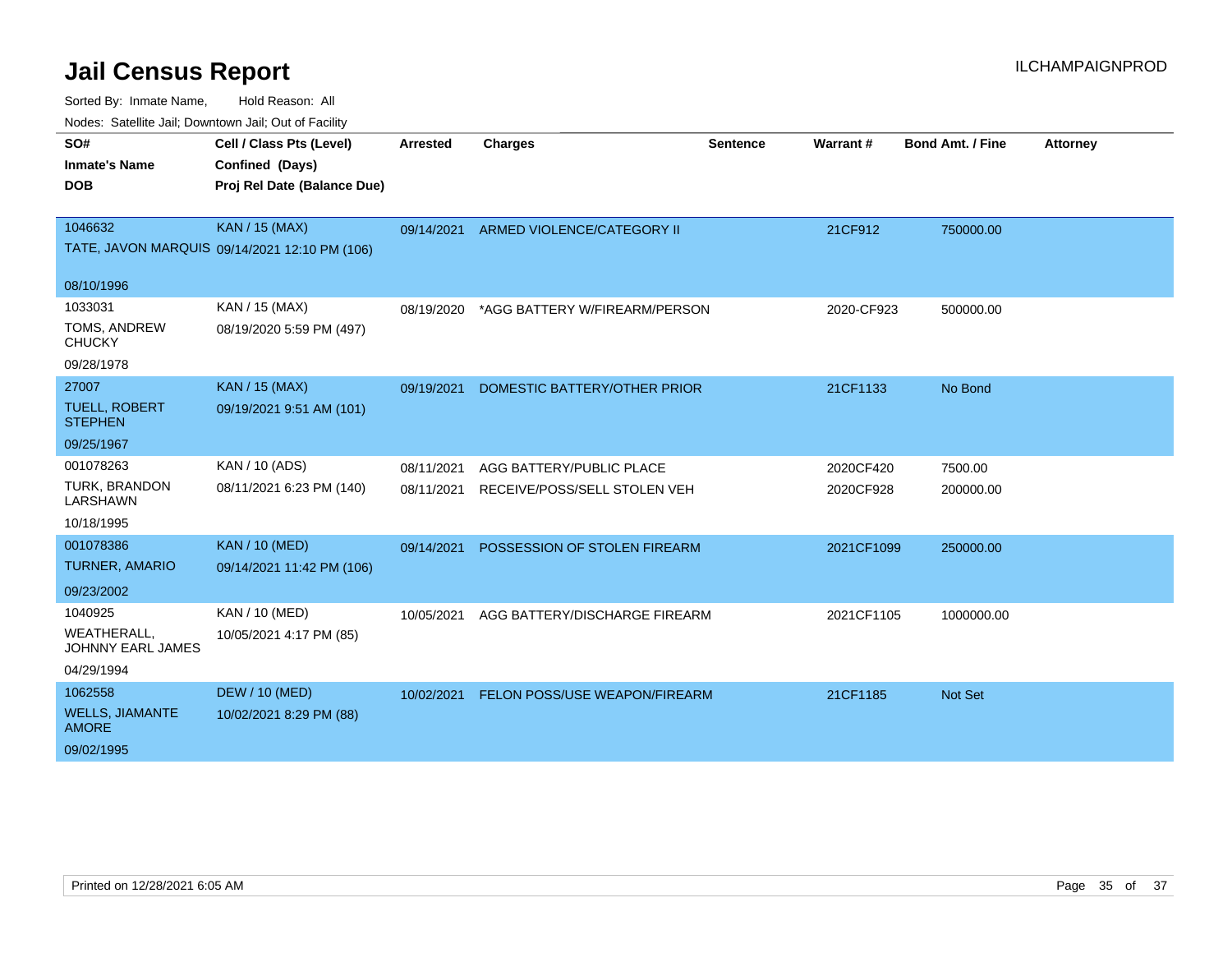# Jail Census Report

ILCHAMPAIGNPROD

Sorted By: Inmate Name, Hold Reason: All

Nodes: Satellite Jail; Downtown Jail; Out of Facility

| SO# / Inmate's Name / DOB | Cell / Class Pts (Level) / Confined (Days) / Proj Rel Date (Balance Due) | Arrested | Charges | Sentence | Warrant # | Bond Amt. / Fine | Attorney |
|---|---|---|---|---|---|---|---|
| 1046632<br>TATE, JAVON MARQUIS<br>08/10/1996 | KAN / 15 (MAX)<br>09/14/2021 12:10 PM (106) | 09/14/2021 | ARMED VIOLENCE/CATEGORY II | | 21CF912 | 750000.00 | |
| 1033031<br>TOMS, ANDREW CHUCKY<br>09/28/1978 | KAN / 15 (MAX)<br>08/19/2020 5:59 PM (497) | 08/19/2020 | *AGG BATTERY W/FIREARM/PERSON | | 2020-CF923 | 500000.00 | |
| 27007<br>TUELL, ROBERT STEPHEN<br>09/25/1967 | KAN / 15 (MAX)<br>09/19/2021 9:51 AM (101) | 09/19/2021 | DOMESTIC BATTERY/OTHER PRIOR | | 21CF1133 | No Bond | |
| 001078263<br>TURK, BRANDON LARSHAWN<br>10/18/1995 | KAN / 10 (ADS)<br>08/11/2021 6:23 PM (140) | 08/11/2021<br>08/11/2021 | AGG BATTERY/PUBLIC PLACE<br>RECEIVE/POSS/SELL STOLEN VEH | | 2020CF420<br>2020CF928 | 7500.00<br>200000.00 | |
| 001078386<br>TURNER, AMARIO<br>09/23/2002 | KAN / 10 (MED)<br>09/14/2021 11:42 PM (106) | 09/14/2021 | POSSESSION OF STOLEN FIREARM | | 2021CF1099 | 250000.00 | |
| 1040925<br>WEATHERALL, JOHNNY EARL JAMES<br>04/29/1994 | KAN / 10 (MED)<br>10/05/2021 4:17 PM (85) | 10/05/2021 | AGG BATTERY/DISCHARGE FIREARM | | 2021CF1105 | 1000000.00 | |
| 1062558<br>WELLS, JIAMANTE AMORE<br>09/02/1995 | DEW / 10 (MED)<br>10/02/2021 8:29 PM (88) | 10/02/2021 | FELON POSS/USE WEAPON/FIREARM | | 21CF1185 | Not Set | |

Printed on 12/28/2021 6:05 AM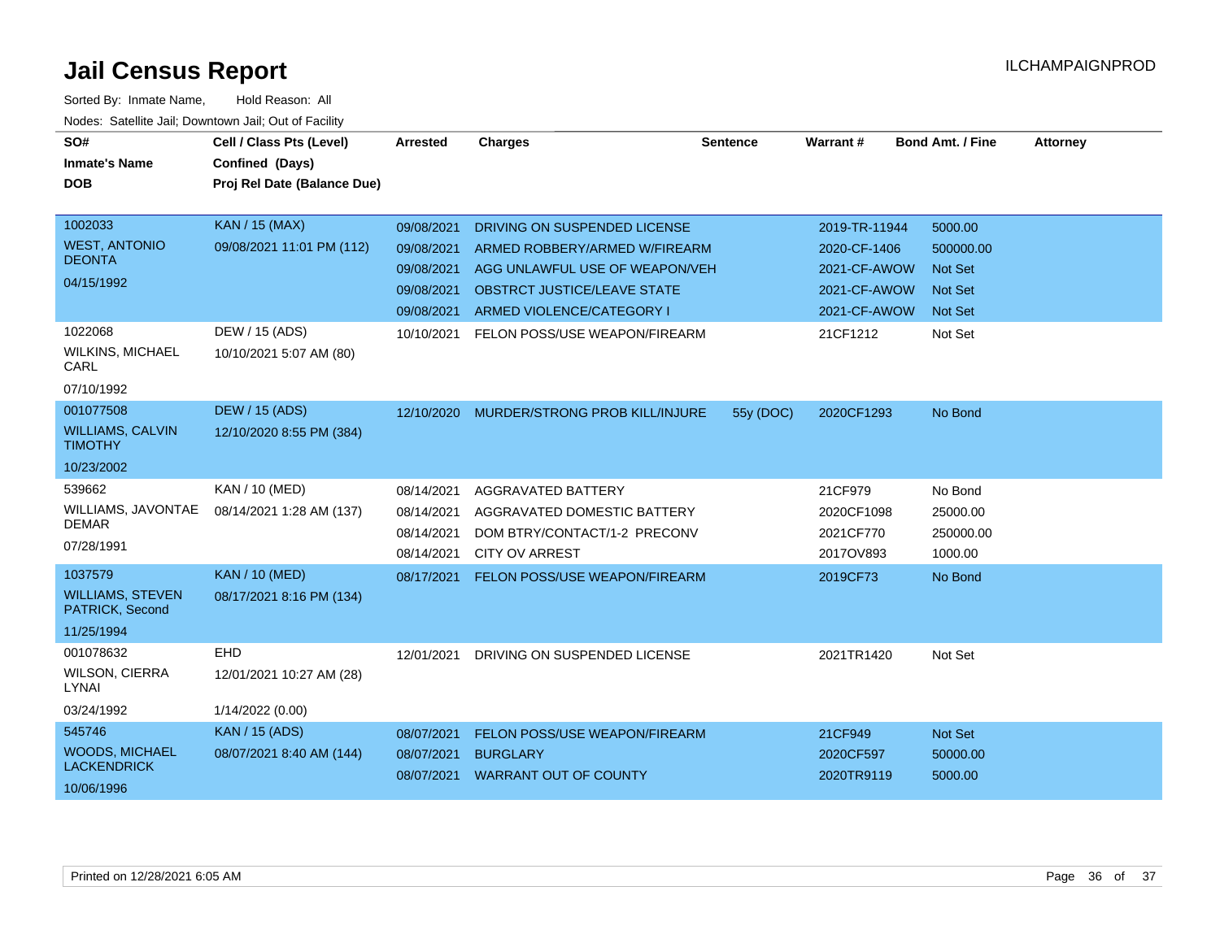# Jail Census Report

ILCHAMPAIGNPROD

Sorted By: Inmate Name, Hold Reason: All

Nodes: Satellite Jail; Downtown Jail; Out of Facility

| SO# / Inmate's Name / DOB | Cell / Class Pts (Level) / Confined (Days) / Proj Rel Date (Balance Due) | Arrested | Charges | Sentence | Warrant # | Bond Amt. / Fine | Attorney |
|---|---|---|---|---|---|---|---|
| 1002033<br>WEST, ANTONIO DEONTA<br>04/15/1992 | KAN / 15 (MAX)<br>09/08/2021 11:01 PM (112) | 09/08/2021 | DRIVING ON SUSPENDED LICENSE | | 2019-TR-11944 | 5000.00 | |
| | | 09/08/2021 | ARMED ROBBERY/ARMED W/FIREARM | | 2020-CF-1406 | 500000.00 | |
| | | 09/08/2021 | AGG UNLAWFUL USE OF WEAPON/VEH | | 2021-CF-AWOW | Not Set | |
| | | 09/08/2021 | OBSTRCT JUSTICE/LEAVE STATE | | 2021-CF-AWOW | Not Set | |
| | | 09/08/2021 | ARMED VIOLENCE/CATEGORY I | | 2021-CF-AWOW | Not Set | |
| 1022068<br>WILKINS, MICHAEL CARL<br>07/10/1992 | DEW / 15 (ADS)<br>10/10/2021 5:07 AM (80) | 10/10/2021 | FELON POSS/USE WEAPON/FIREARM | | 21CF1212 | Not Set | |
| 001077508<br>WILLIAMS, CALVIN TIMOTHY<br>10/23/2002 | DEW / 15 (ADS)<br>12/10/2020 8:55 PM (384) | 12/10/2020 | MURDER/STRONG PROB KILL/INJURE | 55y (DOC) | 2020CF1293 | No Bond | |
| 539662<br>WILLIAMS, JAVONTAE DEMAR<br>07/28/1991 | KAN / 10 (MED)<br>08/14/2021 1:28 AM (137) | 08/14/2021 | AGGRAVATED BATTERY | | 21CF979 | No Bond | |
| | | 08/14/2021 | AGGRAVATED DOMESTIC BATTERY | | 2020CF1098 | 25000.00 | |
| | | 08/14/2021 | DOM BTRY/CONTACT/1-2 PRECONV | | 2021CF770 | 250000.00 | |
| | | 08/14/2021 | CITY OV ARREST | | 2017OV893 | 1000.00 | |
| 1037579<br>WILLIAMS, STEVEN PATRICK, Second<br>11/25/1994 | KAN / 10 (MED)<br>08/17/2021 8:16 PM (134) | 08/17/2021 | FELON POSS/USE WEAPON/FIREARM | | 2019CF73 | No Bond | |
| 001078632<br>WILSON, CIERRA LYNAI<br>03/24/1992 | EHD<br>12/01/2021 10:27 AM (28)<br>1/14/2022 (0.00) | 12/01/2021 | DRIVING ON SUSPENDED LICENSE | | 2021TR1420 | Not Set | |
| 545746<br>WOODS, MICHAEL LACKENDRICK<br>10/06/1996 | KAN / 15 (ADS)<br>08/07/2021 8:40 AM (144) | 08/07/2021 | FELON POSS/USE WEAPON/FIREARM | | 21CF949 | Not Set | |
| | | 08/07/2021 | BURGLARY | | 2020CF597 | 50000.00 | |
| | | 08/07/2021 | WARRANT OUT OF COUNTY | | 2020TR9119 | 5000.00 | |

Printed on 12/28/2021 6:05 AM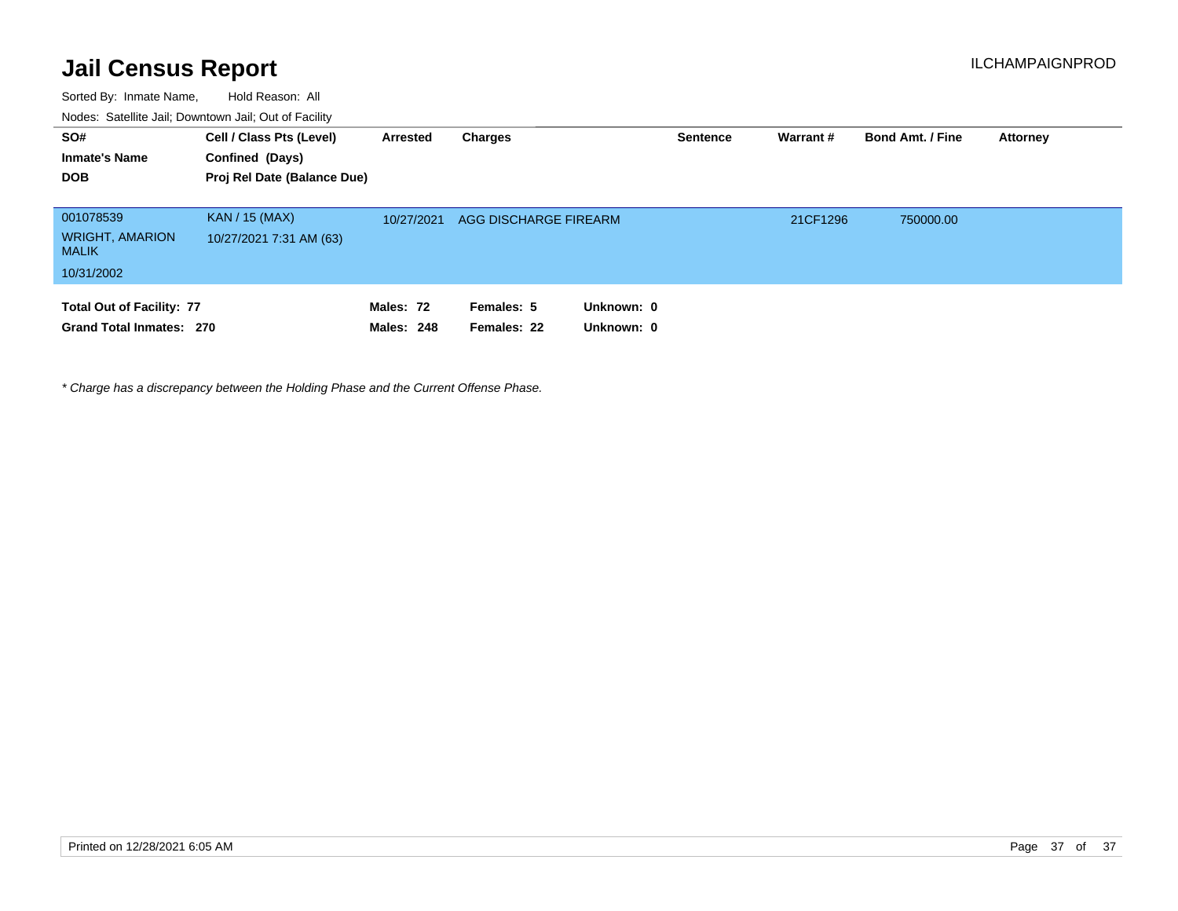# Jail Census Report

ILCHAMPAIGNPROD

Sorted By: Inmate Name, Hold Reason: All

Nodes: Satellite Jail; Downtown Jail; Out of Facility

| SO# / Inmate's Name / DOB | Cell / Class Pts (Level) / Confined (Days) / Proj Rel Date (Balance Due) | Arrested | Charges | Sentence | Warrant # | Bond Amt. / Fine | Attorney |
|---|---|---|---|---|---|---|---|
| 001078539 WRIGHT, AMARION MALIK 10/31/2002 | KAN / 15 (MAX) 10/27/2021 7:31 AM (63) | 10/27/2021 | AGG DISCHARGE FIREARM | | 21CF1296 | 750000.00 | |

| | | | |
|---|---|---|---|
| **Total Out of Facility: 77** | **Males: 72** | **Females: 5** | **Unknown: 0** |
| **Grand Total Inmates: 270** | **Males: 248** | **Females: 22** | **Unknown: 0** |

*\* Charge has a discrepancy between the Holding Phase and the Current Offense Phase.*

Printed on 12/28/2021 6:05 AM